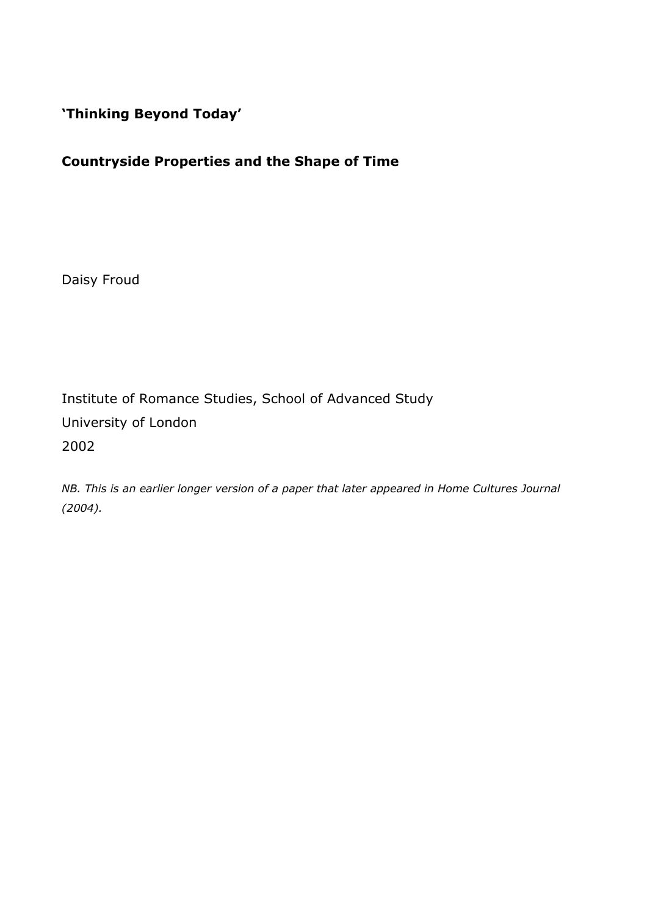# 'Thinking Beyond Today'

## Countryside Properties and the Shape of Time

Daisy Froud

Institute of Romance Studies, School of Advanced Study
University of London
2002

*NB. This is an earlier longer version of a paper that later appeared in Home Cultures Journal (2004).*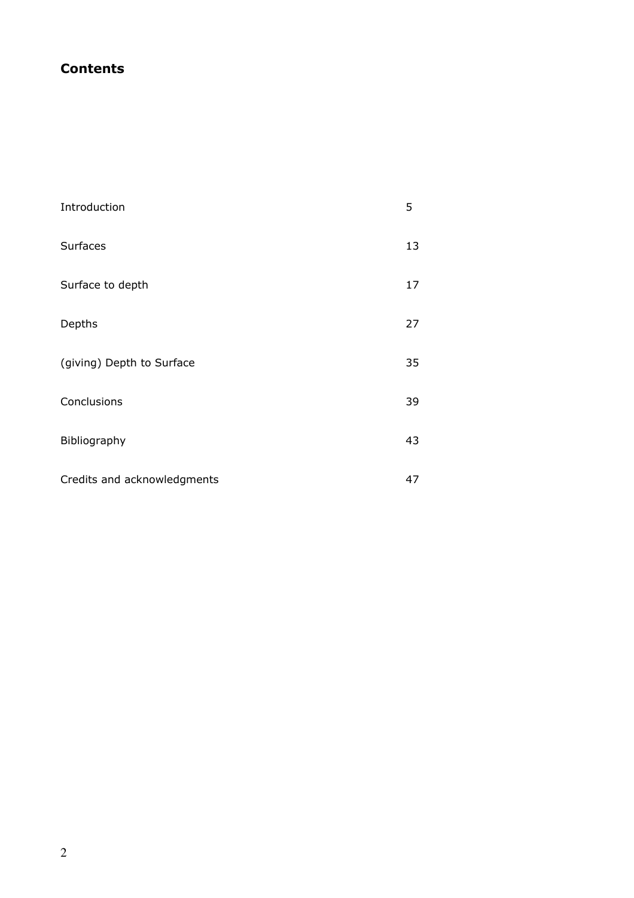# Contents

| | |
|---|---|
| Introduction | 5 |
| Surfaces | 13 |
| Surface to depth | 17 |
| Depths | 27 |
| (giving) Depth to Surface | 35 |
| Conclusions | 39 |
| Bibliography | 43 |
| Credits and acknowledgments | 47 |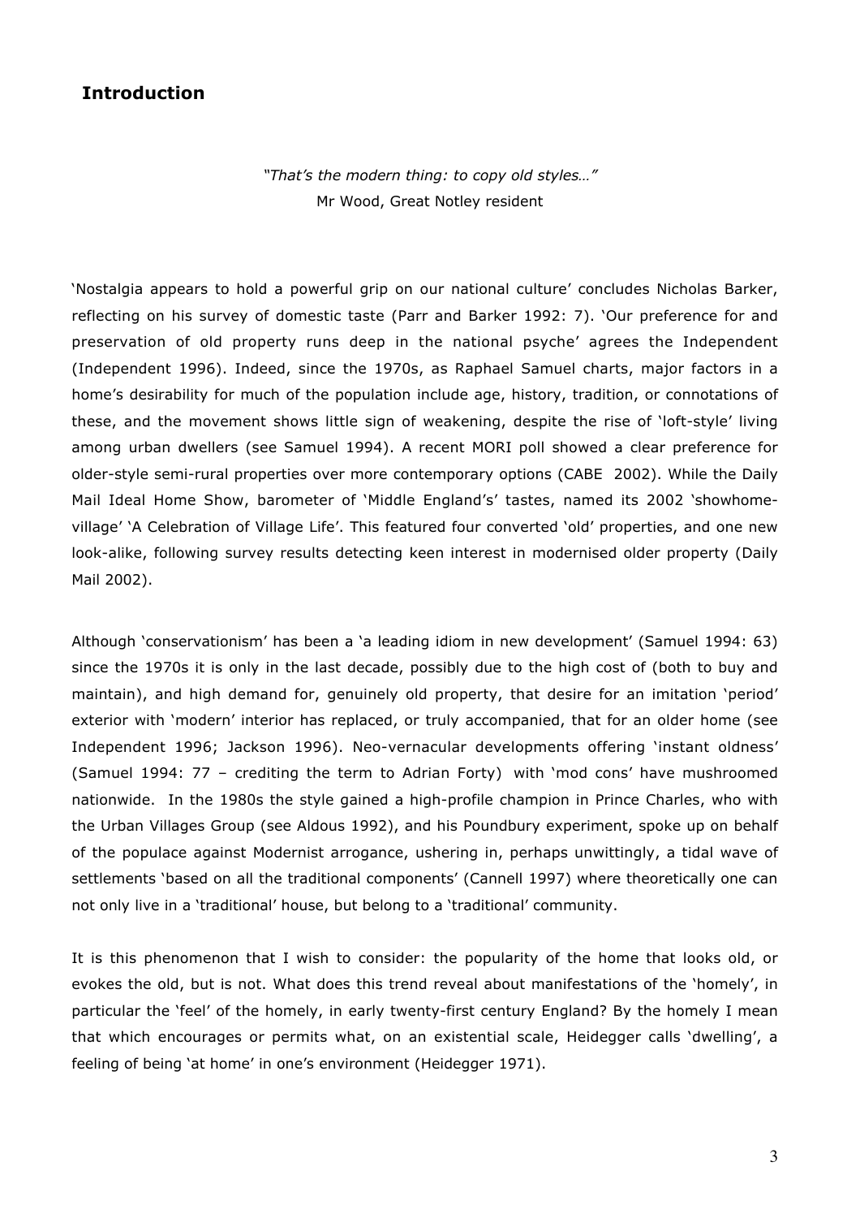## Introduction

*"That's the modern thing: to copy old styles…"*
Mr Wood, Great Notley resident

'Nostalgia appears to hold a powerful grip on our national culture' concludes Nicholas Barker, reflecting on his survey of domestic taste (Parr and Barker 1992: 7). 'Our preference for and preservation of old property runs deep in the national psyche' agrees the Independent (Independent 1996). Indeed, since the 1970s, as Raphael Samuel charts, major factors in a home's desirability for much of the population include age, history, tradition, or connotations of these, and the movement shows little sign of weakening, despite the rise of 'loft-style' living among urban dwellers (see Samuel 1994). A recent MORI poll showed a clear preference for older-style semi-rural properties over more contemporary options (CABE 2002). While the Daily Mail Ideal Home Show, barometer of 'Middle England's' tastes, named its 2002 'showhome-village' 'A Celebration of Village Life'. This featured four converted 'old' properties, and one new look-alike, following survey results detecting keen interest in modernised older property (Daily Mail 2002).

Although 'conservationism' has been a 'a leading idiom in new development' (Samuel 1994: 63) since the 1970s it is only in the last decade, possibly due to the high cost of (both to buy and maintain), and high demand for, genuinely old property, that desire for an imitation 'period' exterior with 'modern' interior has replaced, or truly accompanied, that for an older home (see Independent 1996; Jackson 1996). Neo-vernacular developments offering 'instant oldness' (Samuel 1994: 77 – crediting the term to Adrian Forty) with 'mod cons' have mushroomed nationwide. In the 1980s the style gained a high-profile champion in Prince Charles, who with the Urban Villages Group (see Aldous 1992), and his Poundbury experiment, spoke up on behalf of the populace against Modernist arrogance, ushering in, perhaps unwittingly, a tidal wave of settlements 'based on all the traditional components' (Cannell 1997) where theoretically one can not only live in a 'traditional' house, but belong to a 'traditional' community.

It is this phenomenon that I wish to consider: the popularity of the home that looks old, or evokes the old, but is not. What does this trend reveal about manifestations of the 'homely', in particular the 'feel' of the homely, in early twenty-first century England? By the homely I mean that which encourages or permits what, on an existential scale, Heidegger calls 'dwelling', a feeling of being 'at home' in one's environment (Heidegger 1971).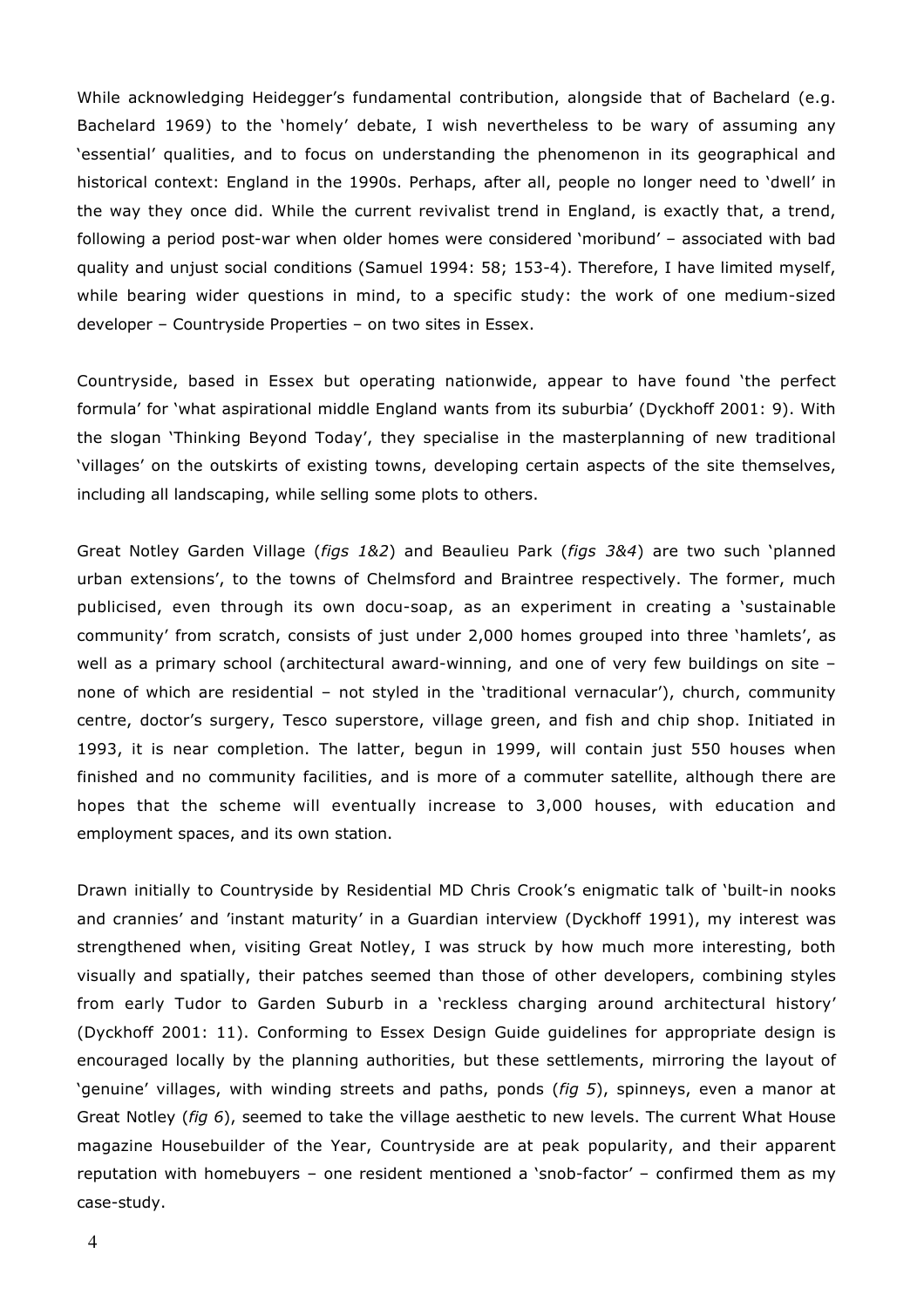While acknowledging Heidegger's fundamental contribution, alongside that of Bachelard (e.g. Bachelard 1969) to the 'homely' debate, I wish nevertheless to be wary of assuming any 'essential' qualities, and to focus on understanding the phenomenon in its geographical and historical context: England in the 1990s. Perhaps, after all, people no longer need to 'dwell' in the way they once did. While the current revivalist trend in England, is exactly that, a trend, following a period post-war when older homes were considered 'moribund' – associated with bad quality and unjust social conditions (Samuel 1994: 58; 153-4). Therefore, I have limited myself, while bearing wider questions in mind, to a specific study: the work of one medium-sized developer – Countryside Properties – on two sites in Essex.

Countryside, based in Essex but operating nationwide, appear to have found 'the perfect formula' for 'what aspirational middle England wants from its suburbia' (Dyckhoff 2001: 9). With the slogan 'Thinking Beyond Today', they specialise in the masterplanning of new traditional 'villages' on the outskirts of existing towns, developing certain aspects of the site themselves, including all landscaping, while selling some plots to others.

Great Notley Garden Village (*figs 1&2*) and Beaulieu Park (*figs 3&4*) are two such 'planned urban extensions', to the towns of Chelmsford and Braintree respectively. The former, much publicised, even through its own docu-soap, as an experiment in creating a 'sustainable community' from scratch, consists of just under 2,000 homes grouped into three 'hamlets', as well as a primary school (architectural award-winning, and one of very few buildings on site – none of which are residential – not styled in the 'traditional vernacular'), church, community centre, doctor's surgery, Tesco superstore, village green, and fish and chip shop. Initiated in 1993, it is near completion. The latter, begun in 1999, will contain just 550 houses when finished and no community facilities, and is more of a commuter satellite, although there are hopes that the scheme will eventually increase to 3,000 houses, with education and employment spaces, and its own station.

Drawn initially to Countryside by Residential MD Chris Crook's enigmatic talk of 'built-in nooks and crannies' and 'instant maturity' in a Guardian interview (Dyckhoff 1991), my interest was strengthened when, visiting Great Notley, I was struck by how much more interesting, both visually and spatially, their patches seemed than those of other developers, combining styles from early Tudor to Garden Suburb in a 'reckless charging around architectural history' (Dyckhoff 2001: 11). Conforming to Essex Design Guide guidelines for appropriate design is encouraged locally by the planning authorities, but these settlements, mirroring the layout of 'genuine' villages, with winding streets and paths, ponds (*fig 5*), spinneys, even a manor at Great Notley (*fig 6*), seemed to take the village aesthetic to new levels. The current What House magazine Housebuilder of the Year, Countryside are at peak popularity, and their apparent reputation with homebuyers – one resident mentioned a 'snob-factor' – confirmed them as my case-study.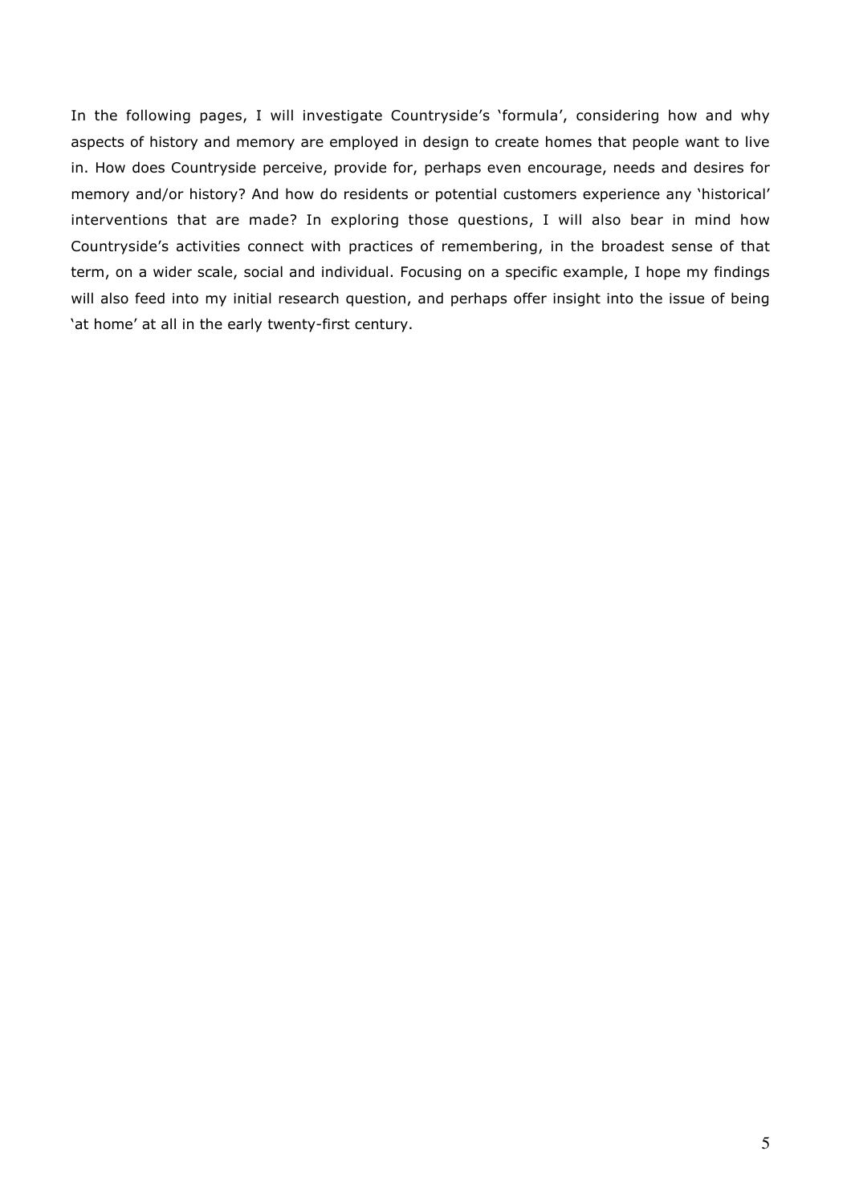In the following pages, I will investigate Countryside's 'formula', considering how and why aspects of history and memory are employed in design to create homes that people want to live in. How does Countryside perceive, provide for, perhaps even encourage, needs and desires for memory and/or history? And how do residents or potential customers experience any 'historical' interventions that are made? In exploring those questions, I will also bear in mind how Countryside's activities connect with practices of remembering, in the broadest sense of that term, on a wider scale, social and individual. Focusing on a specific example, I hope my findings will also feed into my initial research question, and perhaps offer insight into the issue of being 'at home' at all in the early twenty-first century.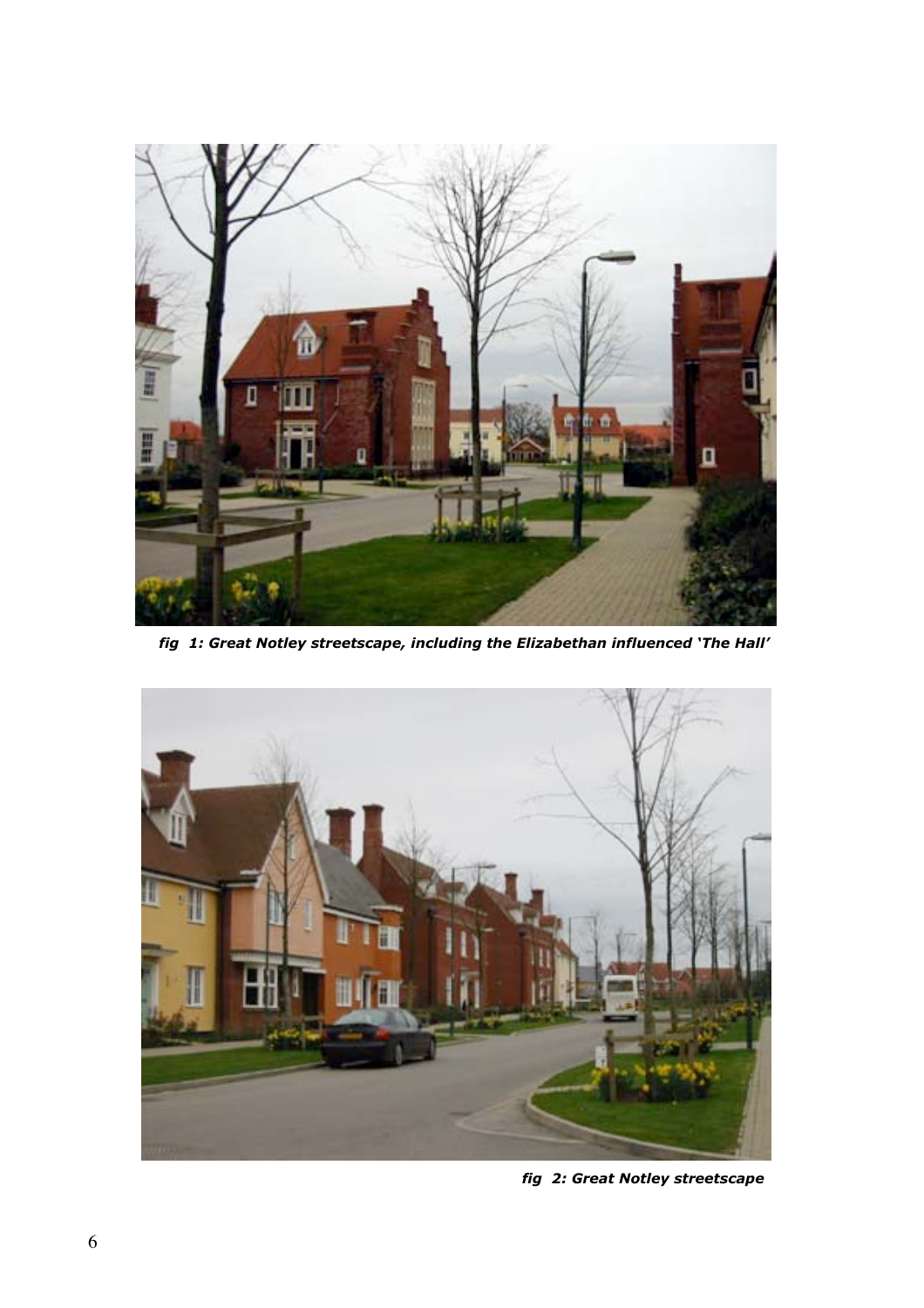*fig 1: Great Notley streetscape, including the Elizabethan influenced 'The Hall'*

*fig 2: Great Notley streetscape*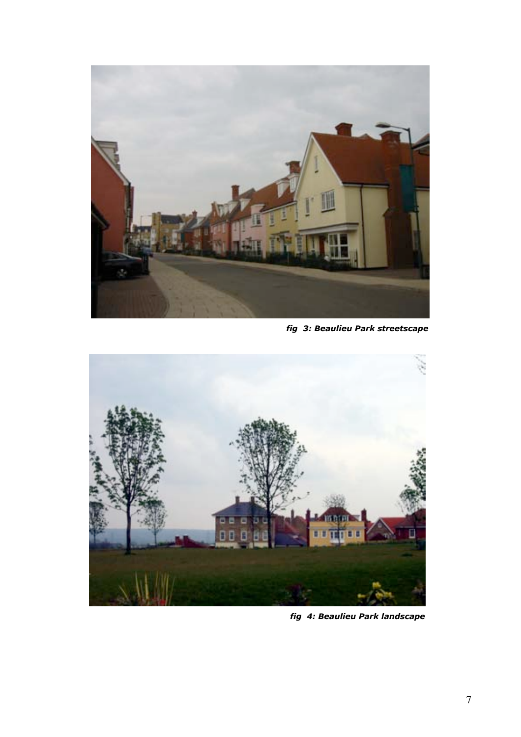*fig 3: Beaulieu Park streetscape*

*fig 4: Beaulieu Park landscape*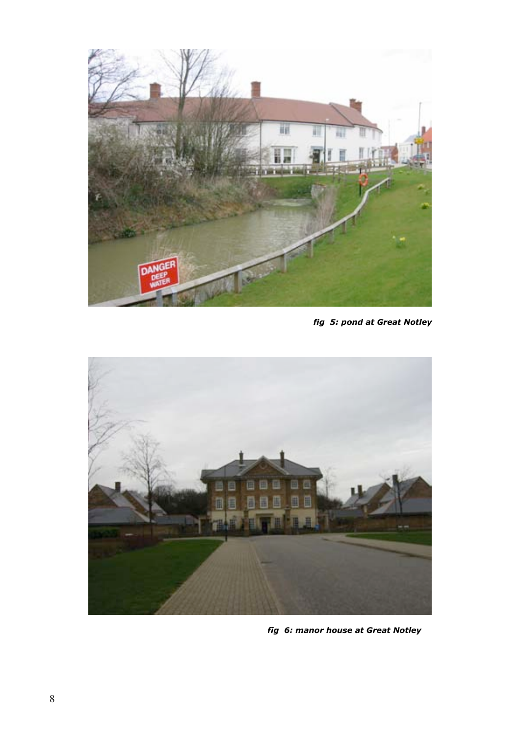*fig 5: pond at Great Notley*

*fig 6: manor house at Great Notley*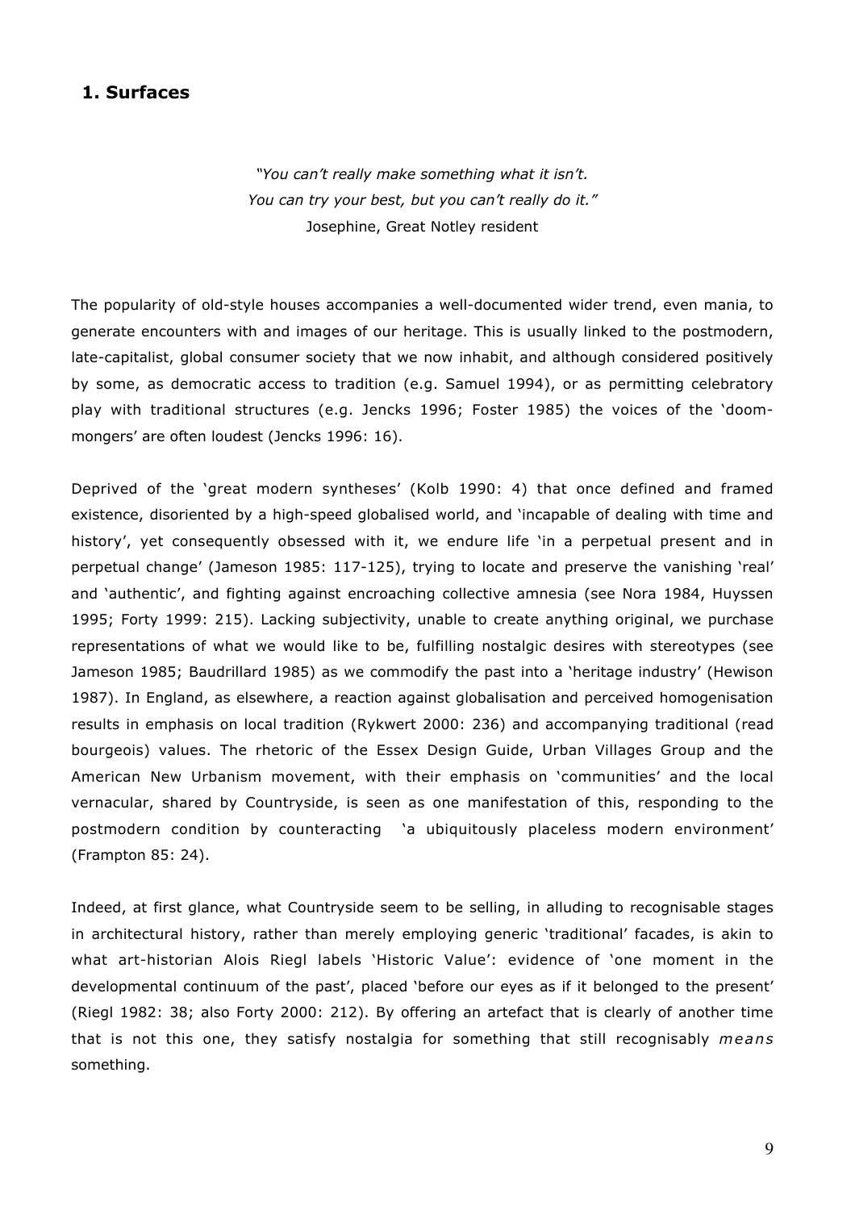## 1. Surfaces

*"You can't really make something what it isn't.*
*You can try your best, but you can't really do it."*
Josephine, Great Notley resident

The popularity of old-style houses accompanies a well-documented wider trend, even mania, to generate encounters with and images of our heritage. This is usually linked to the postmodern, late-capitalist, global consumer society that we now inhabit, and although considered positively by some, as democratic access to tradition (e.g. Samuel 1994), or as permitting celebratory play with traditional structures (e.g. Jencks 1996; Foster 1985) the voices of the 'doom-mongers' are often loudest (Jencks 1996: 16).

Deprived of the 'great modern syntheses' (Kolb 1990: 4) that once defined and framed existence, disoriented by a high-speed globalised world, and 'incapable of dealing with time and history', yet consequently obsessed with it, we endure life 'in a perpetual present and in perpetual change' (Jameson 1985: 117-125), trying to locate and preserve the vanishing 'real' and 'authentic', and fighting against encroaching collective amnesia (see Nora 1984, Huyssen 1995; Forty 1999: 215). Lacking subjectivity, unable to create anything original, we purchase representations of what we would like to be, fulfilling nostalgic desires with stereotypes (see Jameson 1985; Baudrillard 1985) as we commodify the past into a 'heritage industry' (Hewison 1987). In England, as elsewhere, a reaction against globalisation and perceived homogenisation results in emphasis on local tradition (Rykwert 2000: 236) and accompanying traditional (read bourgeois) values. The rhetoric of the Essex Design Guide, Urban Villages Group and the American New Urbanism movement, with their emphasis on 'communities' and the local vernacular, shared by Countryside, is seen as one manifestation of this, responding to the postmodern condition by counteracting 'a ubiquitously placeless modern environment' (Frampton 85: 24).

Indeed, at first glance, what Countryside seem to be selling, in alluding to recognisable stages in architectural history, rather than merely employing generic 'traditional' facades, is akin to what art-historian Alois Riegl labels 'Historic Value': evidence of 'one moment in the developmental continuum of the past', placed 'before our eyes as if it belonged to the present' (Riegl 1982: 38; also Forty 2000: 212). By offering an artefact that is clearly of another time that is not this one, they satisfy nostalgia for something that still recognisably *means* something.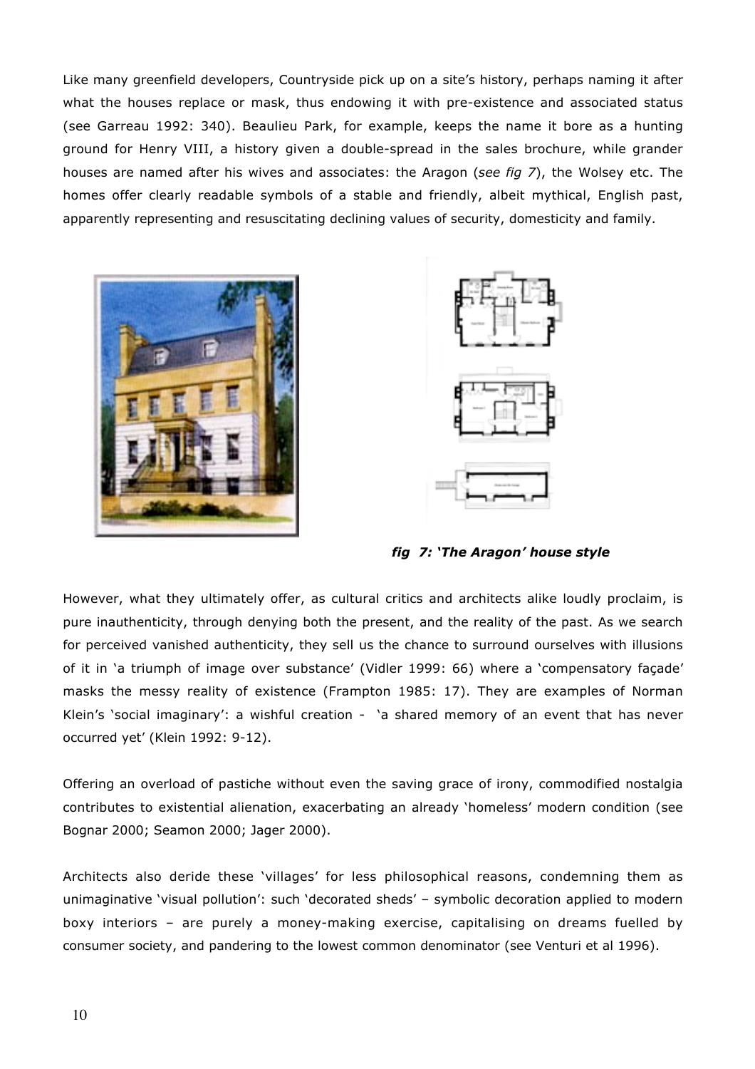Like many greenfield developers, Countryside pick up on a site's history, perhaps naming it after what the houses replace or mask, thus endowing it with pre-existence and associated status (see Garreau 1992: 340). Beaulieu Park, for example, keeps the name it bore as a hunting ground for Henry VIII, a history given a double-spread in the sales brochure, while grander houses are named after his wives and associates: the Aragon (*see fig 7*), the Wolsey etc. The homes offer clearly readable symbols of a stable and friendly, albeit mythical, English past, apparently representing and resuscitating declining values of security, domesticity and family.

***fig 7: 'The Aragon' house style***

However, what they ultimately offer, as cultural critics and architects alike loudly proclaim, is pure inauthenticity, through denying both the present, and the reality of the past. As we search for perceived vanished authenticity, they sell us the chance to surround ourselves with illusions of it in 'a triumph of image over substance' (Vidler 1999: 66) where a 'compensatory façade' masks the messy reality of existence (Frampton 1985: 17). They are examples of Norman Klein's 'social imaginary': a wishful creation - 'a shared memory of an event that has never occurred yet' (Klein 1992: 9-12).

Offering an overload of pastiche without even the saving grace of irony, commodified nostalgia contributes to existential alienation, exacerbating an already 'homeless' modern condition (see Bognar 2000; Seamon 2000; Jager 2000).

Architects also deride these 'villages' for less philosophical reasons, condemning them as unimaginative 'visual pollution': such 'decorated sheds' – symbolic decoration applied to modern boxy interiors – are purely a money-making exercise, capitalising on dreams fuelled by consumer society, and pandering to the lowest common denominator (see Venturi et al 1996).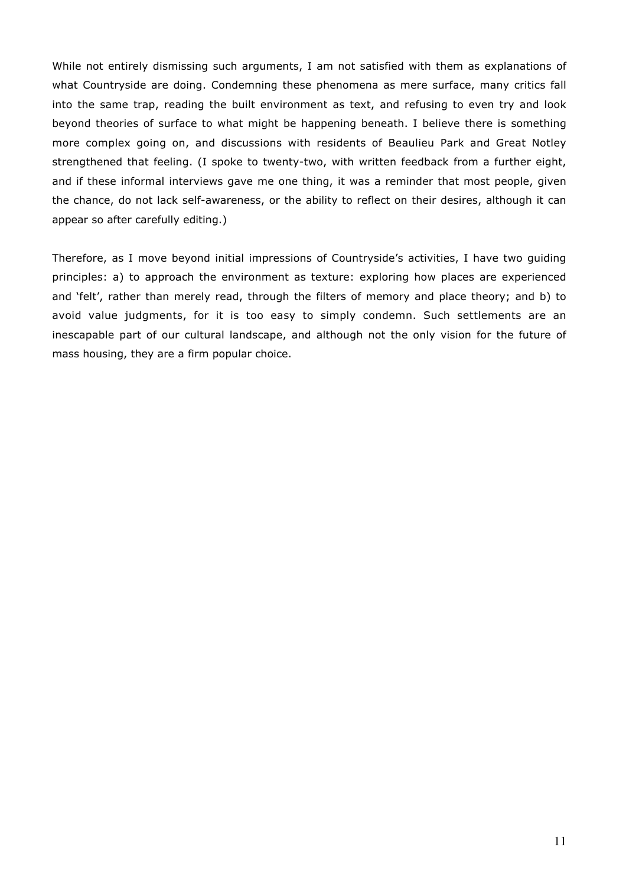While not entirely dismissing such arguments, I am not satisfied with them as explanations of what Countryside are doing. Condemning these phenomena as mere surface, many critics fall into the same trap, reading the built environment as text, and refusing to even try and look beyond theories of surface to what might be happening beneath. I believe there is something more complex going on, and discussions with residents of Beaulieu Park and Great Notley strengthened that feeling. (I spoke to twenty-two, with written feedback from a further eight, and if these informal interviews gave me one thing, it was a reminder that most people, given the chance, do not lack self-awareness, or the ability to reflect on their desires, although it can appear so after carefully editing.)

Therefore, as I move beyond initial impressions of Countryside's activities, I have two guiding principles: a) to approach the environment as texture: exploring how places are experienced and 'felt', rather than merely read, through the filters of memory and place theory; and b) to avoid value judgments, for it is too easy to simply condemn. Such settlements are an inescapable part of our cultural landscape, and although not the only vision for the future of mass housing, they are a firm popular choice.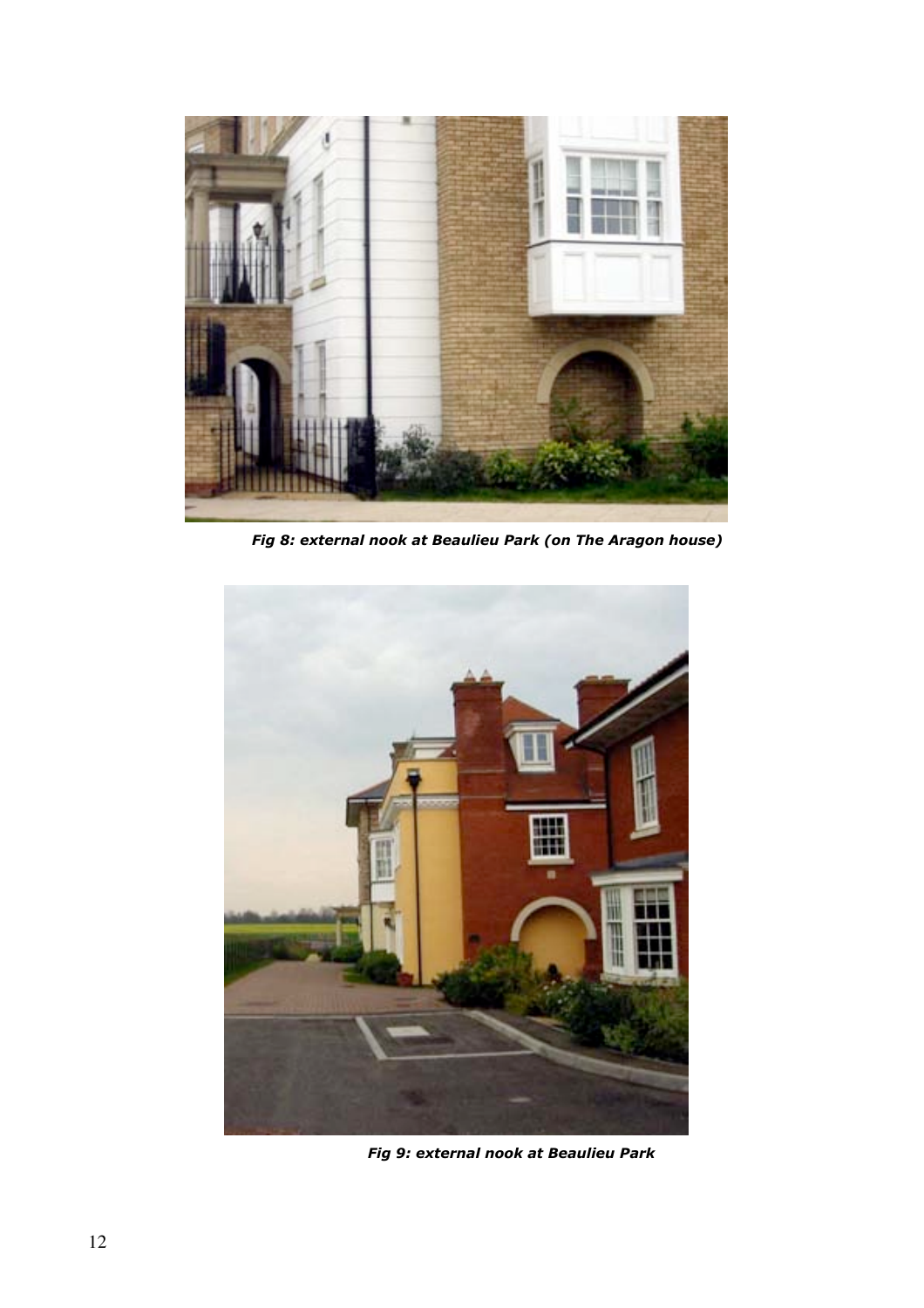***Fig 8: external nook at Beaulieu Park (on The Aragon house)***

***Fig 9: external nook at Beaulieu Park***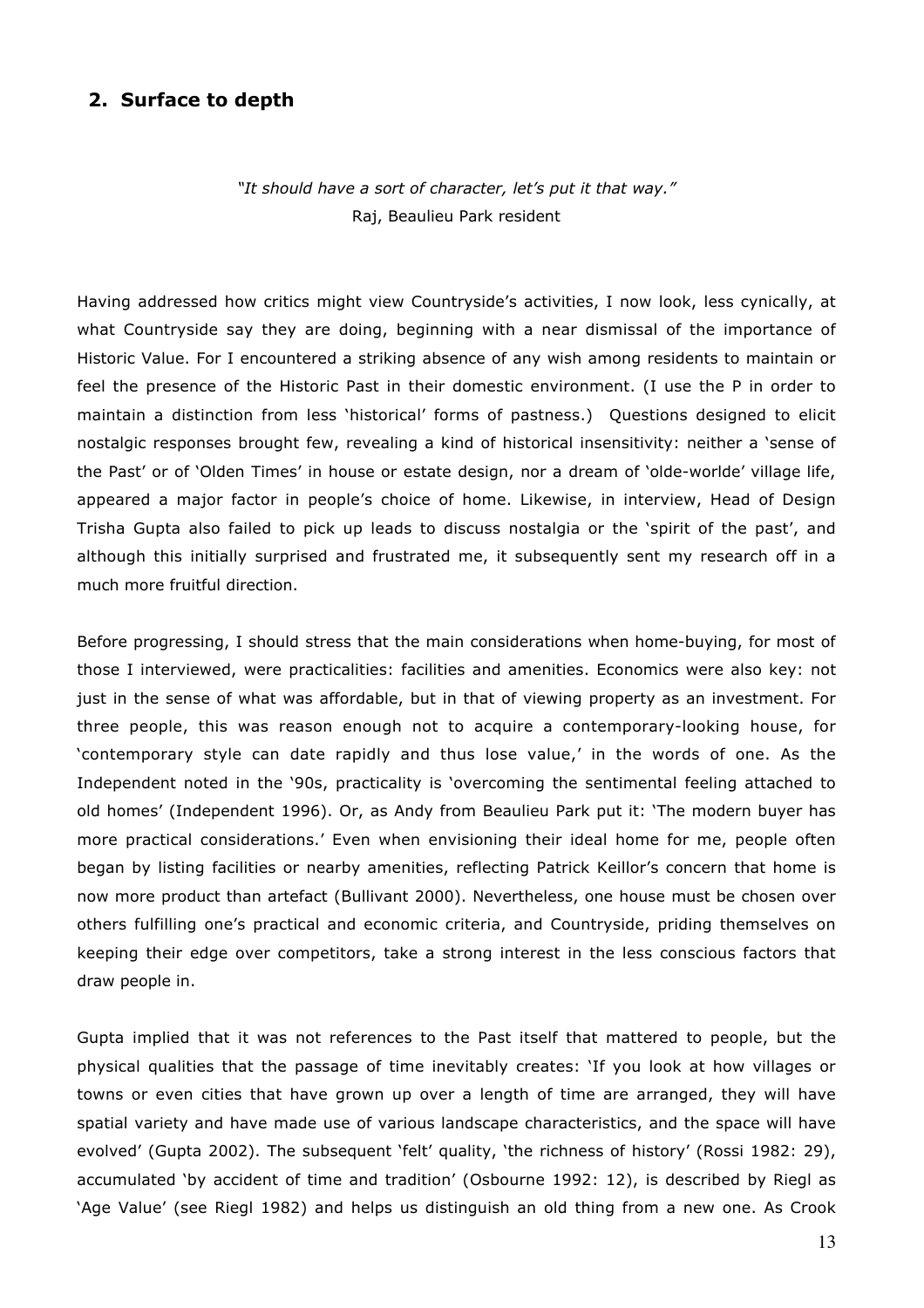## 2. Surface to depth

*"It should have a sort of character, let's put it that way."*
Raj, Beaulieu Park resident

Having addressed how critics might view Countryside's activities, I now look, less cynically, at what Countryside say they are doing, beginning with a near dismissal of the importance of Historic Value. For I encountered a striking absence of any wish among residents to maintain or feel the presence of the Historic Past in their domestic environment. (I use the P in order to maintain a distinction from less 'historical' forms of pastness.) Questions designed to elicit nostalgic responses brought few, revealing a kind of historical insensitivity: neither a 'sense of the Past' or of 'Olden Times' in house or estate design, nor a dream of 'olde-worlde' village life, appeared a major factor in people's choice of home. Likewise, in interview, Head of Design Trisha Gupta also failed to pick up leads to discuss nostalgia or the 'spirit of the past', and although this initially surprised and frustrated me, it subsequently sent my research off in a much more fruitful direction.

Before progressing, I should stress that the main considerations when home-buying, for most of those I interviewed, were practicalities: facilities and amenities. Economics were also key: not just in the sense of what was affordable, but in that of viewing property as an investment. For three people, this was reason enough not to acquire a contemporary-looking house, for 'contemporary style can date rapidly and thus lose value,' in the words of one. As the Independent noted in the '90s, practicality is 'overcoming the sentimental feeling attached to old homes' (Independent 1996). Or, as Andy from Beaulieu Park put it: 'The modern buyer has more practical considerations.' Even when envisioning their ideal home for me, people often began by listing facilities or nearby amenities, reflecting Patrick Keillor's concern that home is now more product than artefact (Bullivant 2000). Nevertheless, one house must be chosen over others fulfilling one's practical and economic criteria, and Countryside, priding themselves on keeping their edge over competitors, take a strong interest in the less conscious factors that draw people in.

Gupta implied that it was not references to the Past itself that mattered to people, but the physical qualities that the passage of time inevitably creates: 'If you look at how villages or towns or even cities that have grown up over a length of time are arranged, they will have spatial variety and have made use of various landscape characteristics, and the space will have evolved' (Gupta 2002). The subsequent 'felt' quality, 'the richness of history' (Rossi 1982: 29), accumulated 'by accident of time and tradition' (Osbourne 1992: 12), is described by Riegl as 'Age Value' (see Riegl 1982) and helps us distinguish an old thing from a new one. As Crook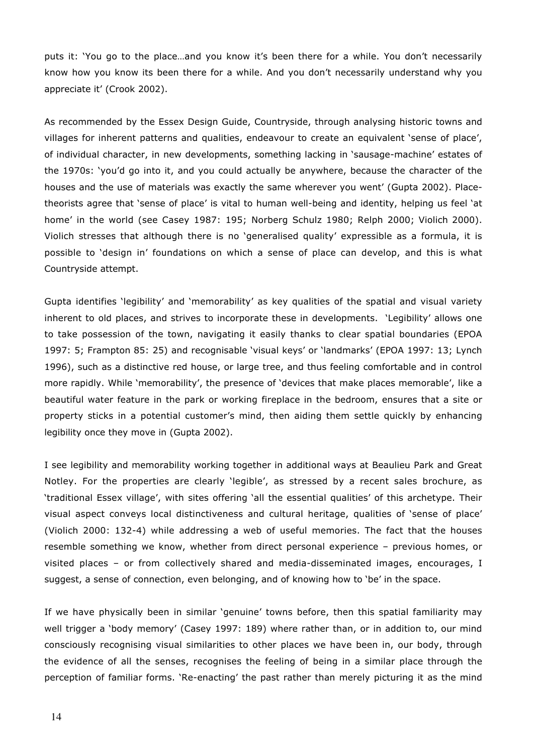puts it: 'You go to the place…and you know it's been there for a while. You don't necessarily know how you know its been there for a while. And you don't necessarily understand why you appreciate it' (Crook 2002).

As recommended by the Essex Design Guide, Countryside, through analysing historic towns and villages for inherent patterns and qualities, endeavour to create an equivalent 'sense of place', of individual character, in new developments, something lacking in 'sausage-machine' estates of the 1970s: 'you'd go into it, and you could actually be anywhere, because the character of the houses and the use of materials was exactly the same wherever you went' (Gupta 2002). Place-theorists agree that 'sense of place' is vital to human well-being and identity, helping us feel 'at home' in the world (see Casey 1987: 195; Norberg Schulz 1980; Relph 2000; Violich 2000). Violich stresses that although there is no 'generalised quality' expressible as a formula, it is possible to 'design in' foundations on which a sense of place can develop, and this is what Countryside attempt.

Gupta identifies 'legibility' and 'memorability' as key qualities of the spatial and visual variety inherent to old places, and strives to incorporate these in developments. 'Legibility' allows one to take possession of the town, navigating it easily thanks to clear spatial boundaries (EPOA 1997: 5; Frampton 85: 25) and recognisable 'visual keys' or 'landmarks' (EPOA 1997: 13; Lynch 1996), such as a distinctive red house, or large tree, and thus feeling comfortable and in control more rapidly. While 'memorability', the presence of 'devices that make places memorable', like a beautiful water feature in the park or working fireplace in the bedroom, ensures that a site or property sticks in a potential customer's mind, then aiding them settle quickly by enhancing legibility once they move in (Gupta 2002).

I see legibility and memorability working together in additional ways at Beaulieu Park and Great Notley. For the properties are clearly 'legible', as stressed by a recent sales brochure, as 'traditional Essex village', with sites offering 'all the essential qualities' of this archetype. Their visual aspect conveys local distinctiveness and cultural heritage, qualities of 'sense of place' (Violich 2000: 132-4) while addressing a web of useful memories. The fact that the houses resemble something we know, whether from direct personal experience – previous homes, or visited places – or from collectively shared and media-disseminated images, encourages, I suggest, a sense of connection, even belonging, and of knowing how to 'be' in the space.

If we have physically been in similar 'genuine' towns before, then this spatial familiarity may well trigger a 'body memory' (Casey 1997: 189) where rather than, or in addition to, our mind consciously recognising visual similarities to other places we have been in, our body, through the evidence of all the senses, recognises the feeling of being in a similar place through the perception of familiar forms. 'Re-enacting' the past rather than merely picturing it as the mind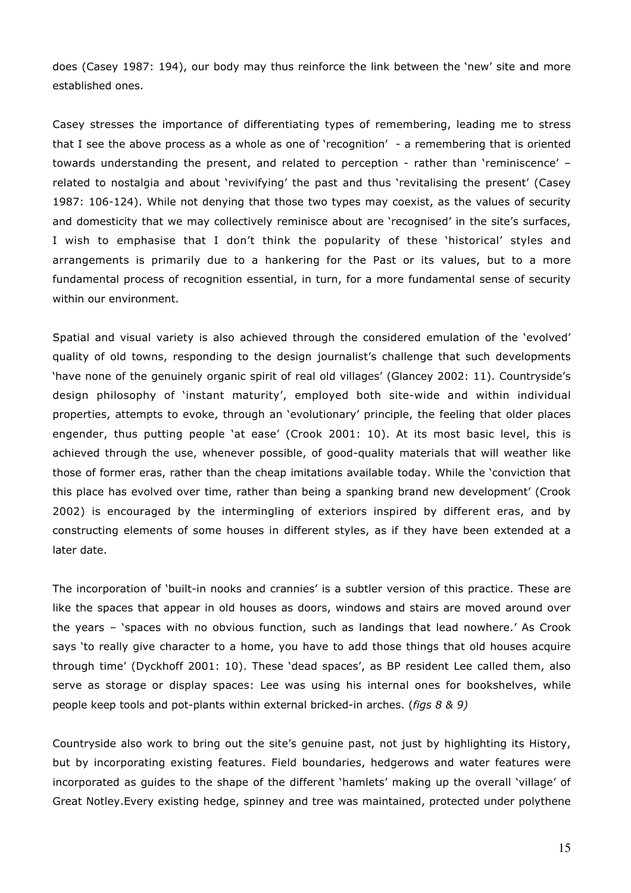does (Casey 1987: 194), our body may thus reinforce the link between the 'new' site and more established ones.

Casey stresses the importance of differentiating types of remembering, leading me to stress that I see the above process as a whole as one of 'recognition' - a remembering that is oriented towards understanding the present, and related to perception - rather than 'reminiscence' – related to nostalgia and about 'revivifying' the past and thus 'revitalising the present' (Casey 1987: 106-124). While not denying that those two types may coexist, as the values of security and domesticity that we may collectively reminisce about are 'recognised' in the site's surfaces, I wish to emphasise that I don't think the popularity of these 'historical' styles and arrangements is primarily due to a hankering for the Past or its values, but to a more fundamental process of recognition essential, in turn, for a more fundamental sense of security within our environment.

Spatial and visual variety is also achieved through the considered emulation of the 'evolved' quality of old towns, responding to the design journalist's challenge that such developments 'have none of the genuinely organic spirit of real old villages' (Glancey 2002: 11). Countryside's design philosophy of 'instant maturity', employed both site-wide and within individual properties, attempts to evoke, through an 'evolutionary' principle, the feeling that older places engender, thus putting people 'at ease' (Crook 2001: 10). At its most basic level, this is achieved through the use, whenever possible, of good-quality materials that will weather like those of former eras, rather than the cheap imitations available today. While the 'conviction that this place has evolved over time, rather than being a spanking brand new development' (Crook 2002) is encouraged by the intermingling of exteriors inspired by different eras, and by constructing elements of some houses in different styles, as if they have been extended at a later date.

The incorporation of 'built-in nooks and crannies' is a subtler version of this practice. These are like the spaces that appear in old houses as doors, windows and stairs are moved around over the years – 'spaces with no obvious function, such as landings that lead nowhere.' As Crook says 'to really give character to a home, you have to add those things that old houses acquire through time' (Dyckhoff 2001: 10). These 'dead spaces', as BP resident Lee called them, also serve as storage or display spaces: Lee was using his internal ones for bookshelves, while people keep tools and pot-plants within external bricked-in arches. (*figs 8 & 9)*

Countryside also work to bring out the site's genuine past, not just by highlighting its History, but by incorporating existing features. Field boundaries, hedgerows and water features were incorporated as guides to the shape of the different 'hamlets' making up the overall 'village' of Great Notley.Every existing hedge, spinney and tree was maintained, protected under polythene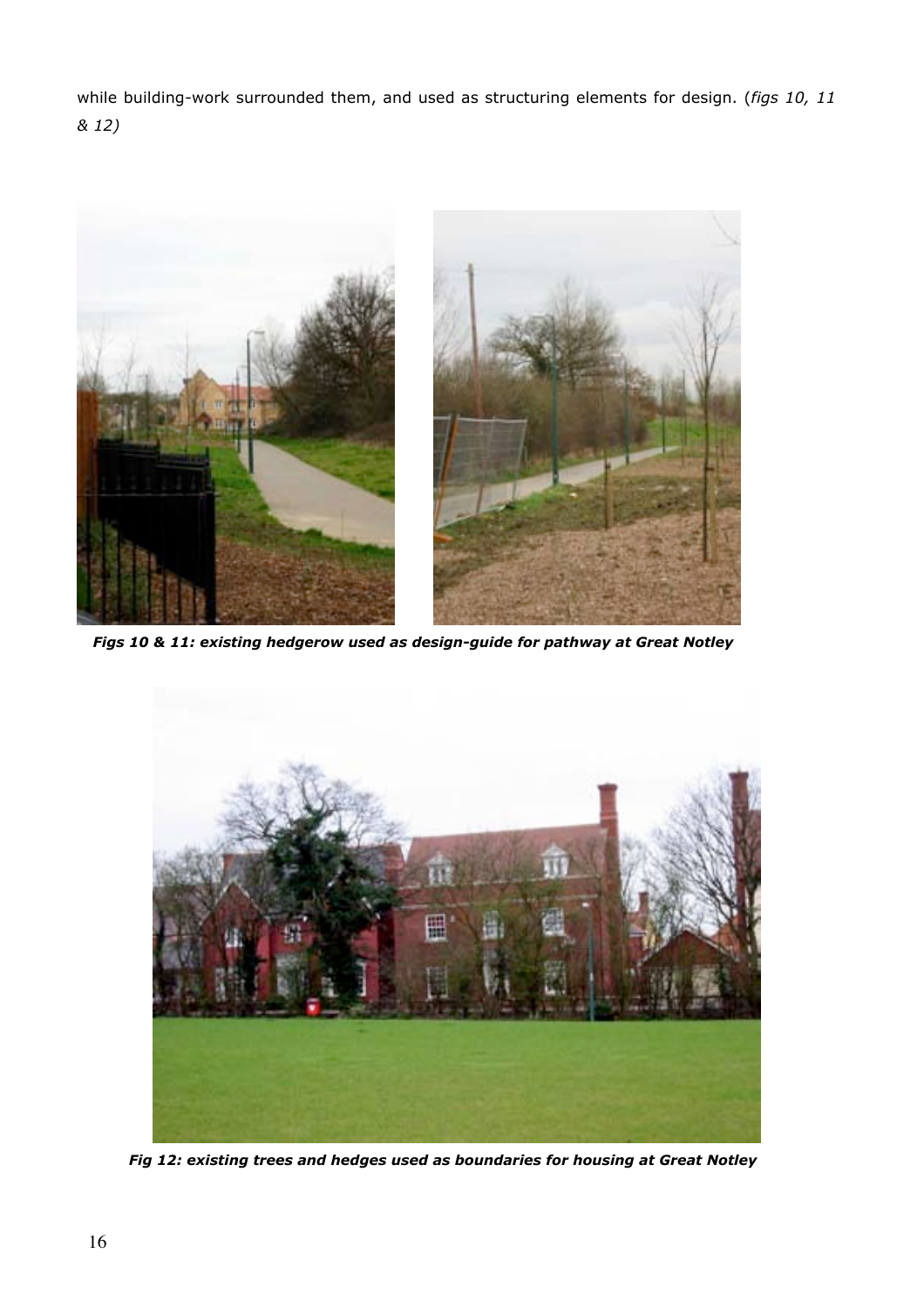while building-work surrounded them, and used as structuring elements for design. (*figs 10, 11 & 12)*

***Figs 10 & 11: existing hedgerow used as design-guide for pathway at Great Notley***

***Fig 12: existing trees and hedges used as boundaries for housing at Great Notley***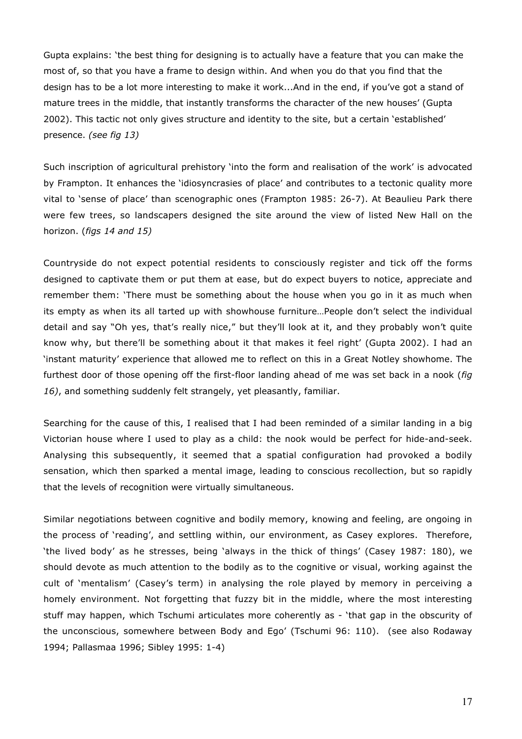Gupta explains: 'the best thing for designing is to actually have a feature that you can make the most of, so that you have a frame to design within. And when you do that you find that the design has to be a lot more interesting to make it work...And in the end, if you've got a stand of mature trees in the middle, that instantly transforms the character of the new houses' (Gupta 2002). This tactic not only gives structure and identity to the site, but a certain 'established' presence. *(see fig 13)*

Such inscription of agricultural prehistory 'into the form and realisation of the work' is advocated by Frampton. It enhances the 'idiosyncrasies of place' and contributes to a tectonic quality more vital to 'sense of place' than scenographic ones (Frampton 1985: 26-7). At Beaulieu Park there were few trees, so landscapers designed the site around the view of listed New Hall on the horizon. (*figs 14 and 15)*

Countryside do not expect potential residents to consciously register and tick off the forms designed to captivate them or put them at ease, but do expect buyers to notice, appreciate and remember them: 'There must be something about the house when you go in it as much when its empty as when its all tarted up with showhouse furniture…People don't select the individual detail and say "Oh yes, that's really nice," but they'll look at it, and they probably won't quite know why, but there'll be something about it that makes it feel right' (Gupta 2002). I had an 'instant maturity' experience that allowed me to reflect on this in a Great Notley showhome. The furthest door of those opening off the first-floor landing ahead of me was set back in a nook (*fig 16)*, and something suddenly felt strangely, yet pleasantly, familiar.

Searching for the cause of this, I realised that I had been reminded of a similar landing in a big Victorian house where I used to play as a child: the nook would be perfect for hide-and-seek. Analysing this subsequently, it seemed that a spatial configuration had provoked a bodily sensation, which then sparked a mental image, leading to conscious recollection, but so rapidly that the levels of recognition were virtually simultaneous.

Similar negotiations between cognitive and bodily memory, knowing and feeling, are ongoing in the process of 'reading', and settling within, our environment, as Casey explores. Therefore, 'the lived body' as he stresses, being 'always in the thick of things' (Casey 1987: 180), we should devote as much attention to the bodily as to the cognitive or visual, working against the cult of 'mentalism' (Casey's term) in analysing the role played by memory in perceiving a homely environment. Not forgetting that fuzzy bit in the middle, where the most interesting stuff may happen, which Tschumi articulates more coherently as - 'that gap in the obscurity of the unconscious, somewhere between Body and Ego' (Tschumi 96: 110). (see also Rodaway 1994; Pallasmaa 1996; Sibley 1995: 1-4)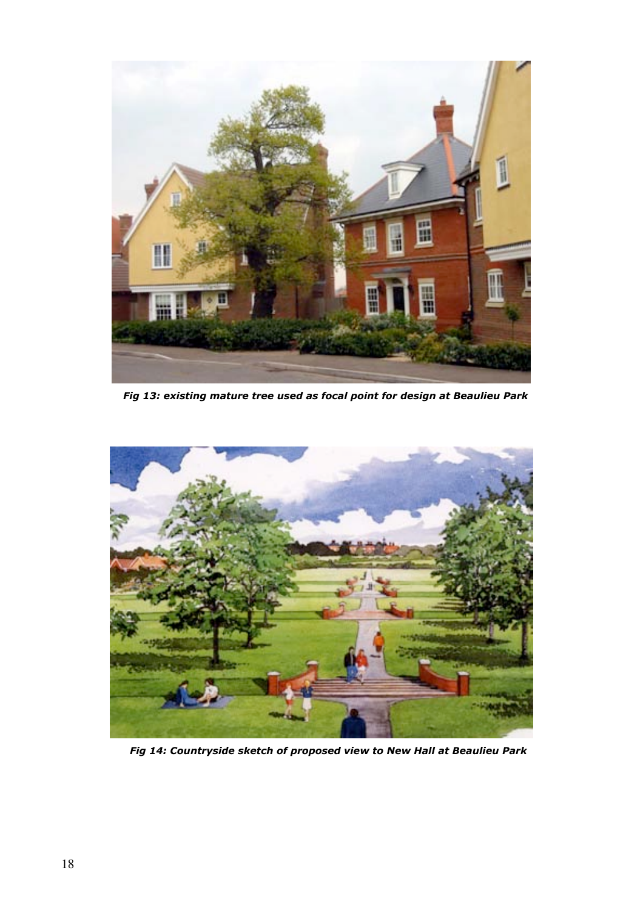*Fig 13: existing mature tree used as focal point for design at Beaulieu Park*

*Fig 14: Countryside sketch of proposed view to New Hall at Beaulieu Park*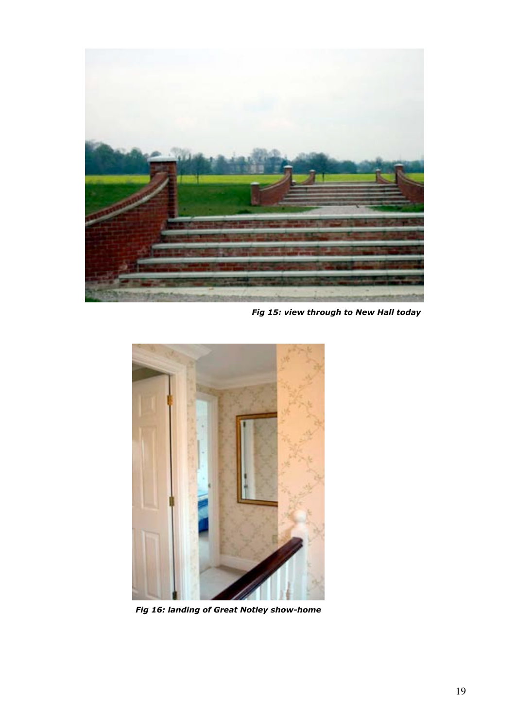***Fig 15: view through to New Hall today***

***Fig 16: landing of Great Notley show-home***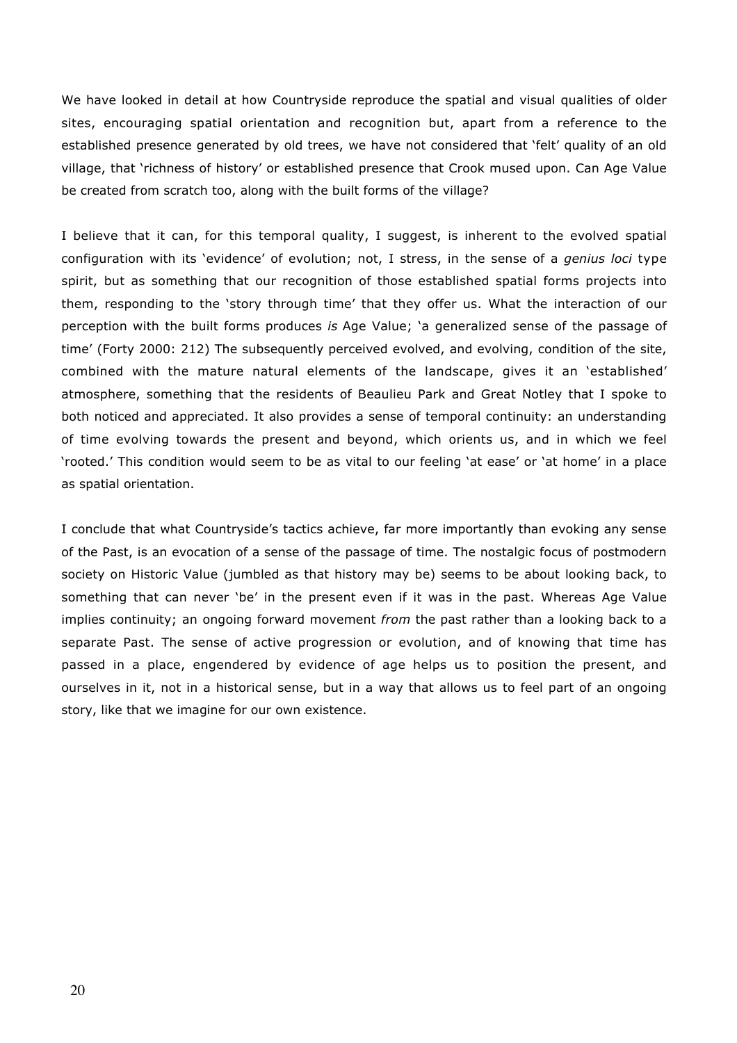We have looked in detail at how Countryside reproduce the spatial and visual qualities of older sites, encouraging spatial orientation and recognition but, apart from a reference to the established presence generated by old trees, we have not considered that 'felt' quality of an old village, that 'richness of history' or established presence that Crook mused upon. Can Age Value be created from scratch too, along with the built forms of the village?

I believe that it can, for this temporal quality, I suggest, is inherent to the evolved spatial configuration with its 'evidence' of evolution; not, I stress, in the sense of a *genius loci* type spirit, but as something that our recognition of those established spatial forms projects into them, responding to the 'story through time' that they offer us. What the interaction of our perception with the built forms produces *is* Age Value; 'a generalized sense of the passage of time' (Forty 2000: 212) The subsequently perceived evolved, and evolving, condition of the site, combined with the mature natural elements of the landscape, gives it an 'established' atmosphere, something that the residents of Beaulieu Park and Great Notley that I spoke to both noticed and appreciated. It also provides a sense of temporal continuity: an understanding of time evolving towards the present and beyond, which orients us, and in which we feel 'rooted.' This condition would seem to be as vital to our feeling 'at ease' or 'at home' in a place as spatial orientation.

I conclude that what Countryside's tactics achieve, far more importantly than evoking any sense of the Past, is an evocation of a sense of the passage of time. The nostalgic focus of postmodern society on Historic Value (jumbled as that history may be) seems to be about looking back, to something that can never 'be' in the present even if it was in the past. Whereas Age Value implies continuity; an ongoing forward movement *from* the past rather than a looking back to a separate Past. The sense of active progression or evolution, and of knowing that time has passed in a place, engendered by evidence of age helps us to position the present, and ourselves in it, not in a historical sense, but in a way that allows us to feel part of an ongoing story, like that we imagine for our own existence.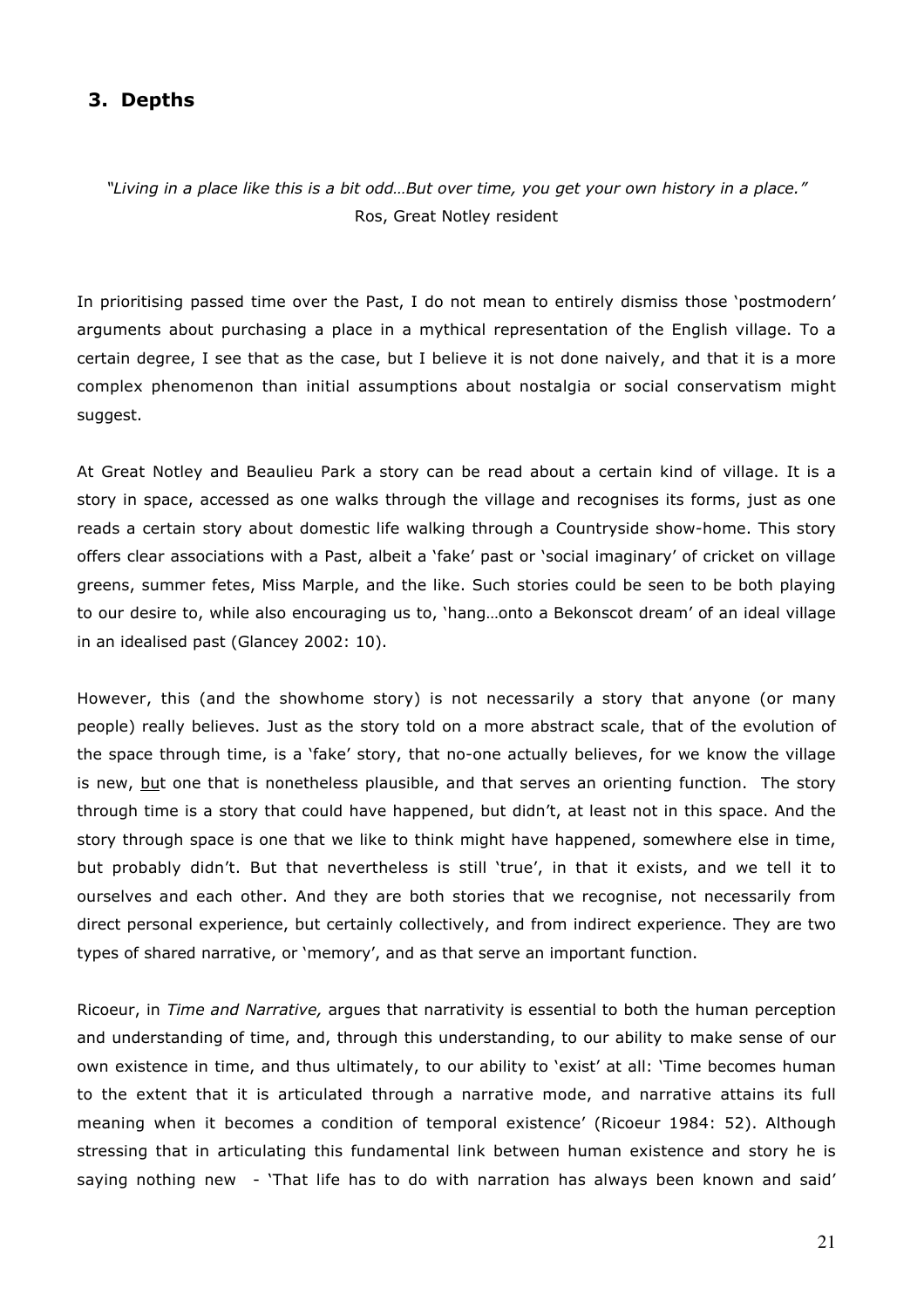## 3. Depths

*"Living in a place like this is a bit odd…But over time, you get your own history in a place."*
Ros, Great Notley resident

In prioritising passed time over the Past, I do not mean to entirely dismiss those 'postmodern' arguments about purchasing a place in a mythical representation of the English village. To a certain degree, I see that as the case, but I believe it is not done naively, and that it is a more complex phenomenon than initial assumptions about nostalgia or social conservatism might suggest.

At Great Notley and Beaulieu Park a story can be read about a certain kind of village. It is a story in space, accessed as one walks through the village and recognises its forms, just as one reads a certain story about domestic life walking through a Countryside show-home. This story offers clear associations with a Past, albeit a 'fake' past or 'social imaginary' of cricket on village greens, summer fetes, Miss Marple, and the like. Such stories could be seen to be both playing to our desire to, while also encouraging us to, 'hang…onto a Bekonscot dream' of an ideal village in an idealised past (Glancey 2002: 10).

However, this (and the showhome story) is not necessarily a story that anyone (or many people) really believes. Just as the story told on a more abstract scale, that of the evolution of the space through time, is a 'fake' story, that no-one actually believes, for we know the village is new, but one that is nonetheless plausible, and that serves an orienting function. The story through time is a story that could have happened, but didn't, at least not in this space. And the story through space is one that we like to think might have happened, somewhere else in time, but probably didn't. But that nevertheless is still 'true', in that it exists, and we tell it to ourselves and each other. And they are both stories that we recognise, not necessarily from direct personal experience, but certainly collectively, and from indirect experience. They are two types of shared narrative, or 'memory', and as that serve an important function.

Ricoeur, in *Time and Narrative,* argues that narrativity is essential to both the human perception and understanding of time, and, through this understanding, to our ability to make sense of our own existence in time, and thus ultimately, to our ability to 'exist' at all: 'Time becomes human to the extent that it is articulated through a narrative mode, and narrative attains its full meaning when it becomes a condition of temporal existence' (Ricoeur 1984: 52). Although stressing that in articulating this fundamental link between human existence and story he is saying nothing new - 'That life has to do with narration has always been known and said'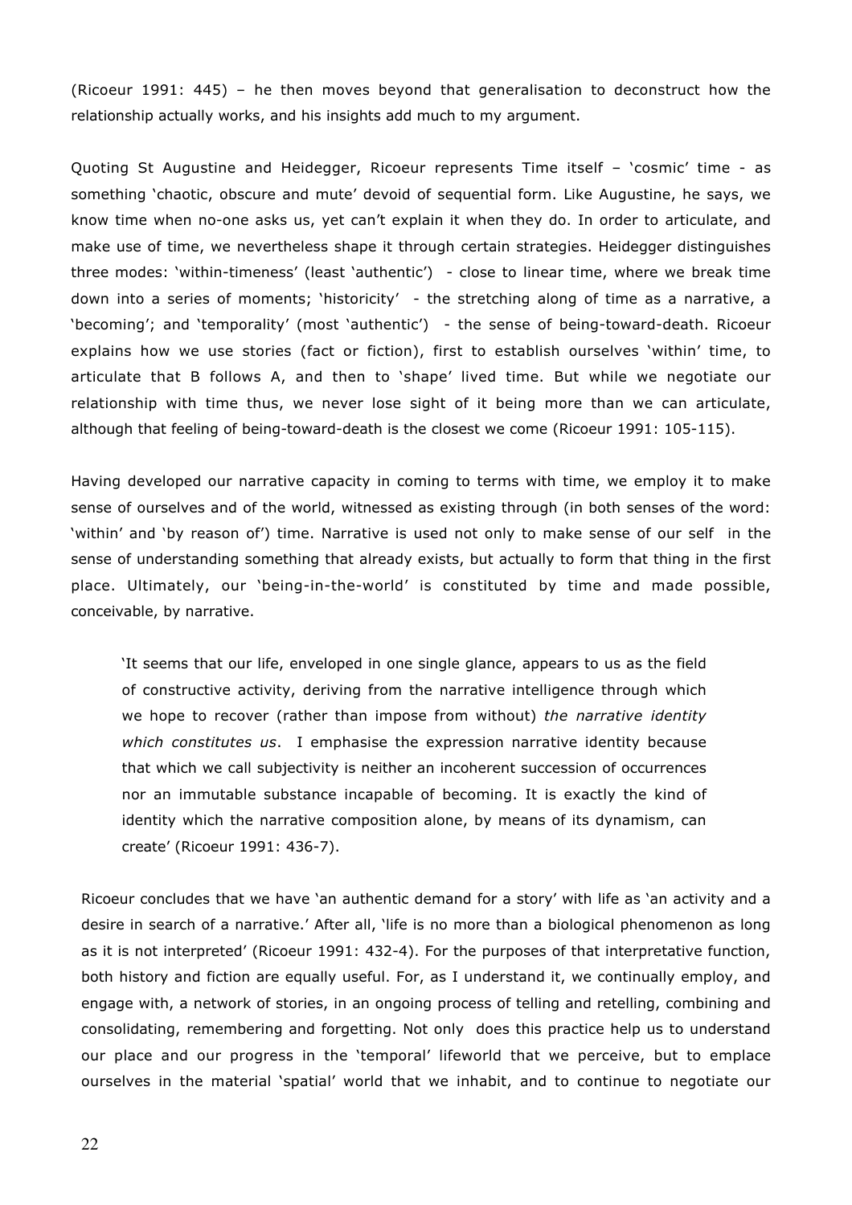(Ricoeur 1991: 445) – he then moves beyond that generalisation to deconstruct how the relationship actually works, and his insights add much to my argument.

Quoting St Augustine and Heidegger, Ricoeur represents Time itself – 'cosmic' time - as something 'chaotic, obscure and mute' devoid of sequential form. Like Augustine, he says, we know time when no-one asks us, yet can't explain it when they do. In order to articulate, and make use of time, we nevertheless shape it through certain strategies. Heidegger distinguishes three modes: 'within-timeness' (least 'authentic') - close to linear time, where we break time down into a series of moments; 'historicity' - the stretching along of time as a narrative, a 'becoming'; and 'temporality' (most 'authentic') - the sense of being-toward-death. Ricoeur explains how we use stories (fact or fiction), first to establish ourselves 'within' time, to articulate that B follows A, and then to 'shape' lived time. But while we negotiate our relationship with time thus, we never lose sight of it being more than we can articulate, although that feeling of being-toward-death is the closest we come (Ricoeur 1991: 105-115).

Having developed our narrative capacity in coming to terms with time, we employ it to make sense of ourselves and of the world, witnessed as existing through (in both senses of the word: 'within' and 'by reason of') time. Narrative is used not only to make sense of our self in the sense of understanding something that already exists, but actually to form that thing in the first place. Ultimately, our 'being-in-the-world' is constituted by time and made possible, conceivable, by narrative.

> 'It seems that our life, enveloped in one single glance, appears to us as the field of constructive activity, deriving from the narrative intelligence through which we hope to recover (rather than impose from without) *the narrative identity which constitutes us*. I emphasise the expression narrative identity because that which we call subjectivity is neither an incoherent succession of occurrences nor an immutable substance incapable of becoming. It is exactly the kind of identity which the narrative composition alone, by means of its dynamism, can create' (Ricoeur 1991: 436-7).

Ricoeur concludes that we have 'an authentic demand for a story' with life as 'an activity and a desire in search of a narrative.' After all, 'life is no more than a biological phenomenon as long as it is not interpreted' (Ricoeur 1991: 432-4). For the purposes of that interpretative function, both history and fiction are equally useful. For, as I understand it, we continually employ, and engage with, a network of stories, in an ongoing process of telling and retelling, combining and consolidating, remembering and forgetting. Not only does this practice help us to understand our place and our progress in the 'temporal' lifeworld that we perceive, but to emplace ourselves in the material 'spatial' world that we inhabit, and to continue to negotiate our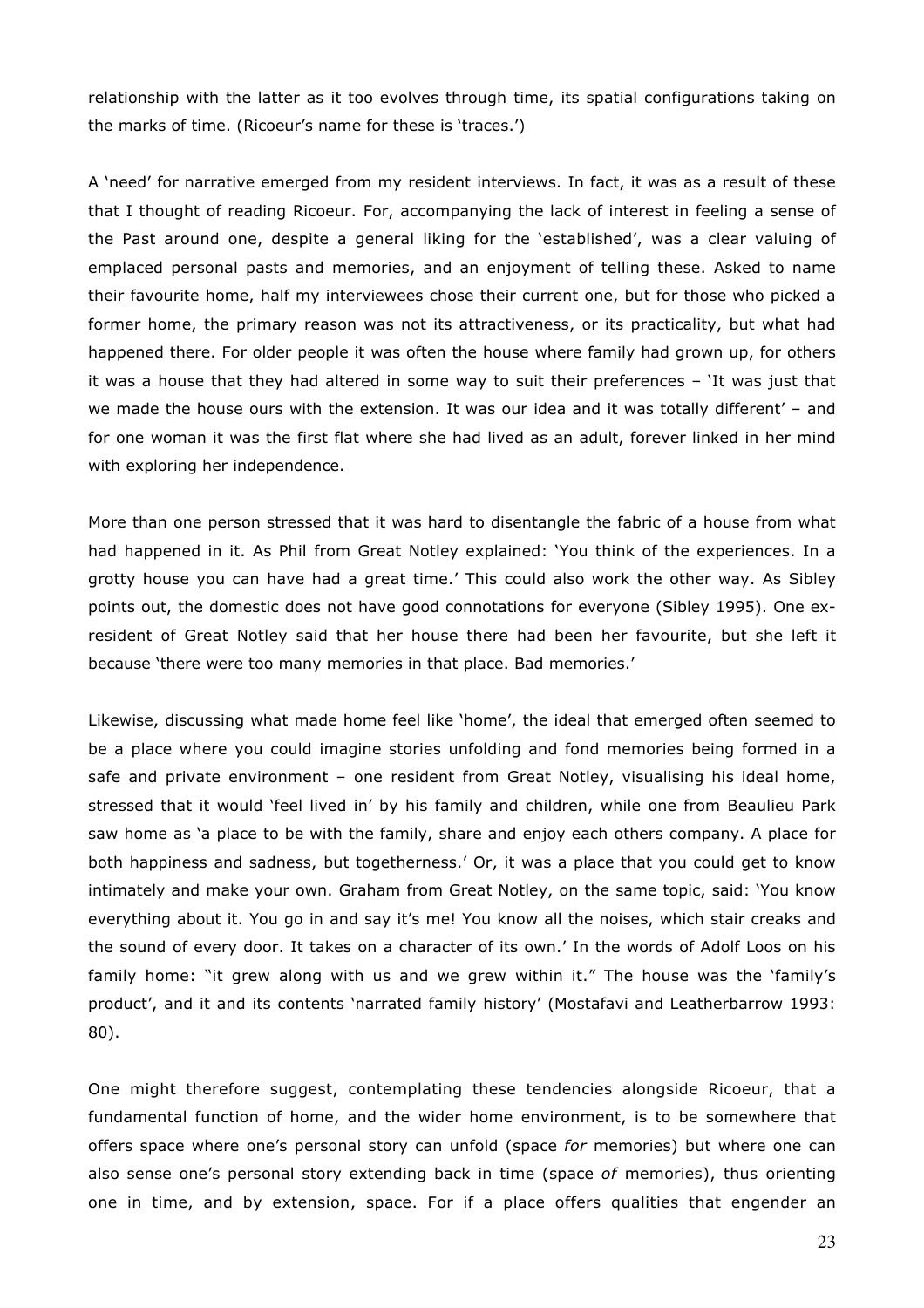relationship with the latter as it too evolves through time, its spatial configurations taking on the marks of time. (Ricoeur's name for these is 'traces.')

A 'need' for narrative emerged from my resident interviews. In fact, it was as a result of these that I thought of reading Ricoeur. For, accompanying the lack of interest in feeling a sense of the Past around one, despite a general liking for the 'established', was a clear valuing of emplaced personal pasts and memories, and an enjoyment of telling these. Asked to name their favourite home, half my interviewees chose their current one, but for those who picked a former home, the primary reason was not its attractiveness, or its practicality, but what had happened there. For older people it was often the house where family had grown up, for others it was a house that they had altered in some way to suit their preferences – 'It was just that we made the house ours with the extension. It was our idea and it was totally different' – and for one woman it was the first flat where she had lived as an adult, forever linked in her mind with exploring her independence.

More than one person stressed that it was hard to disentangle the fabric of a house from what had happened in it. As Phil from Great Notley explained: 'You think of the experiences. In a grotty house you can have had a great time.' This could also work the other way. As Sibley points out, the domestic does not have good connotations for everyone (Sibley 1995). One ex-resident of Great Notley said that her house there had been her favourite, but she left it because 'there were too many memories in that place. Bad memories.'

Likewise, discussing what made home feel like 'home', the ideal that emerged often seemed to be a place where you could imagine stories unfolding and fond memories being formed in a safe and private environment – one resident from Great Notley, visualising his ideal home, stressed that it would 'feel lived in' by his family and children, while one from Beaulieu Park saw home as 'a place to be with the family, share and enjoy each others company. A place for both happiness and sadness, but togetherness.' Or, it was a place that you could get to know intimately and make your own. Graham from Great Notley, on the same topic, said: 'You know everything about it. You go in and say it's me! You know all the noises, which stair creaks and the sound of every door. It takes on a character of its own.' In the words of Adolf Loos on his family home: "it grew along with us and we grew within it." The house was the 'family's product', and it and its contents 'narrated family history' (Mostafavi and Leatherbarrow 1993: 80).

One might therefore suggest, contemplating these tendencies alongside Ricoeur, that a fundamental function of home, and the wider home environment, is to be somewhere that offers space where one's personal story can unfold (space *for* memories) but where one can also sense one's personal story extending back in time (space *of* memories), thus orienting one in time, and by extension, space. For if a place offers qualities that engender an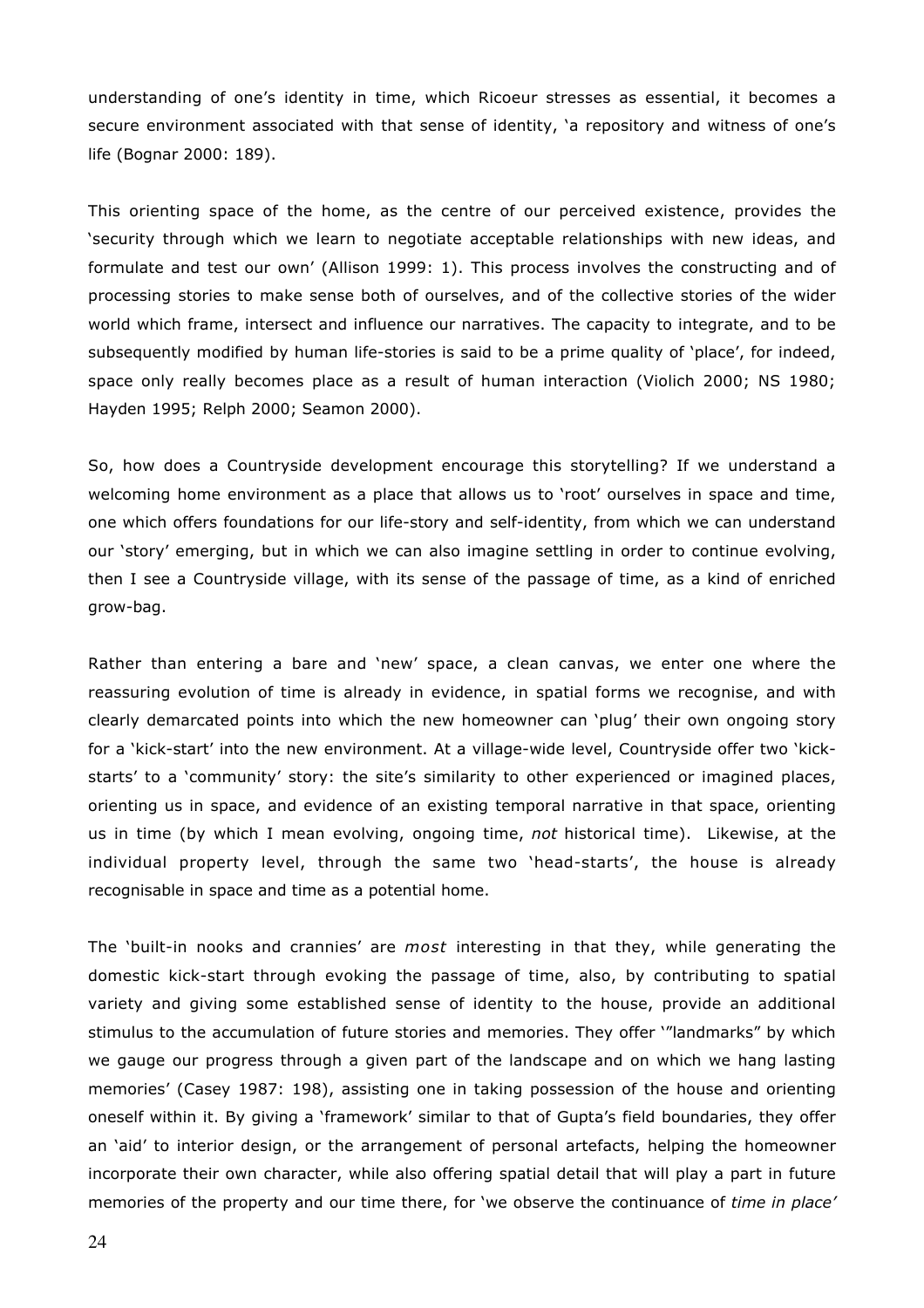understanding of one's identity in time, which Ricoeur stresses as essential, it becomes a secure environment associated with that sense of identity, 'a repository and witness of one's life (Bognar 2000: 189).

This orienting space of the home, as the centre of our perceived existence, provides the 'security through which we learn to negotiate acceptable relationships with new ideas, and formulate and test our own' (Allison 1999: 1). This process involves the constructing and of processing stories to make sense both of ourselves, and of the collective stories of the wider world which frame, intersect and influence our narratives. The capacity to integrate, and to be subsequently modified by human life-stories is said to be a prime quality of 'place', for indeed, space only really becomes place as a result of human interaction (Violich 2000; NS 1980; Hayden 1995; Relph 2000; Seamon 2000).

So, how does a Countryside development encourage this storytelling? If we understand a welcoming home environment as a place that allows us to 'root' ourselves in space and time, one which offers foundations for our life-story and self-identity, from which we can understand our 'story' emerging, but in which we can also imagine settling in order to continue evolving, then I see a Countryside village, with its sense of the passage of time, as a kind of enriched grow-bag.

Rather than entering a bare and 'new' space, a clean canvas, we enter one where the reassuring evolution of time is already in evidence, in spatial forms we recognise, and with clearly demarcated points into which the new homeowner can 'plug' their own ongoing story for a 'kick-start' into the new environment. At a village-wide level, Countryside offer two 'kick-starts' to a 'community' story: the site's similarity to other experienced or imagined places, orienting us in space, and evidence of an existing temporal narrative in that space, orienting us in time (by which I mean evolving, ongoing time, *not* historical time). Likewise, at the individual property level, through the same two 'head-starts', the house is already recognisable in space and time as a potential home.

The 'built-in nooks and crannies' are *most* interesting in that they, while generating the domestic kick-start through evoking the passage of time, also, by contributing to spatial variety and giving some established sense of identity to the house, provide an additional stimulus to the accumulation of future stories and memories. They offer '"landmarks" by which we gauge our progress through a given part of the landscape and on which we hang lasting memories' (Casey 1987: 198), assisting one in taking possession of the house and orienting oneself within it. By giving a 'framework' similar to that of Gupta's field boundaries, they offer an 'aid' to interior design, or the arrangement of personal artefacts, helping the homeowner incorporate their own character, while also offering spatial detail that will play a part in future memories of the property and our time there, for 'we observe the continuance of *time in place'*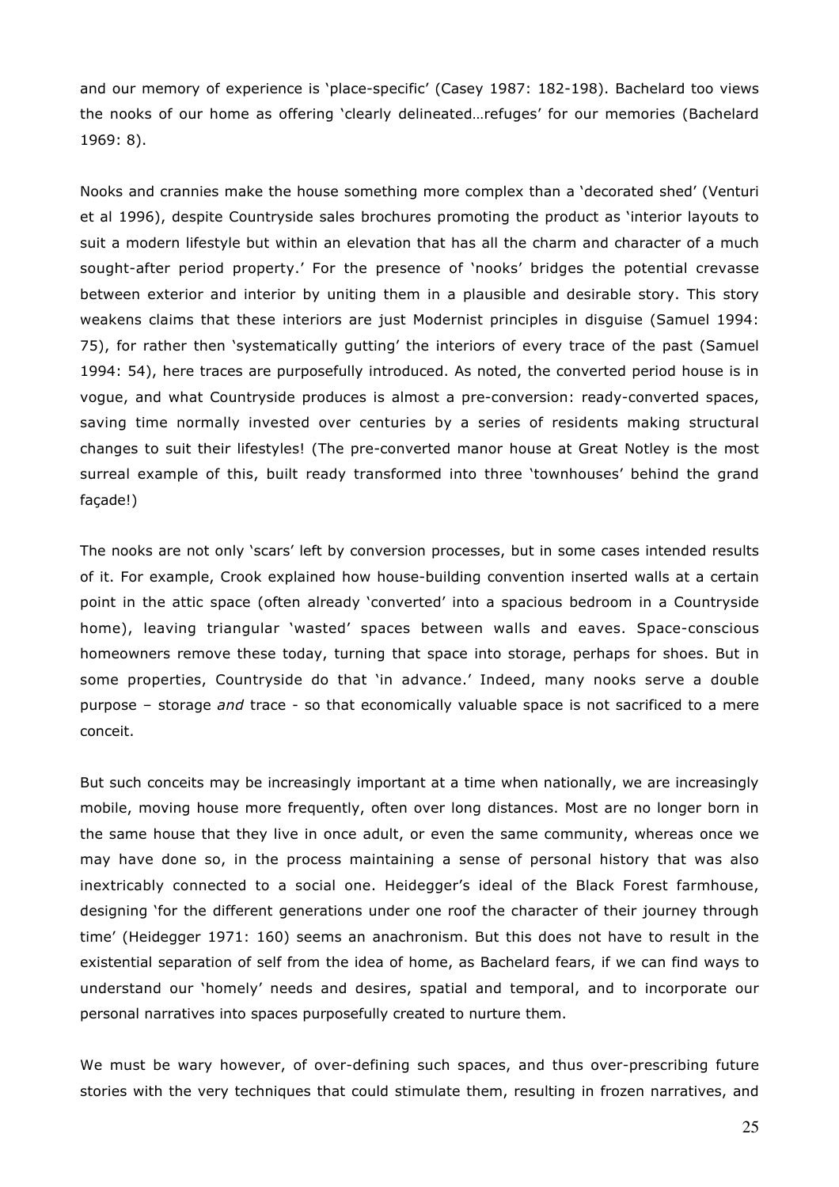and our memory of experience is 'place-specific' (Casey 1987: 182-198). Bachelard too views the nooks of our home as offering 'clearly delineated…refuges' for our memories (Bachelard 1969: 8).

Nooks and crannies make the house something more complex than a 'decorated shed' (Venturi et al 1996), despite Countryside sales brochures promoting the product as 'interior layouts to suit a modern lifestyle but within an elevation that has all the charm and character of a much sought-after period property.' For the presence of 'nooks' bridges the potential crevasse between exterior and interior by uniting them in a plausible and desirable story. This story weakens claims that these interiors are just Modernist principles in disguise (Samuel 1994: 75), for rather then 'systematically gutting' the interiors of every trace of the past (Samuel 1994: 54), here traces are purposefully introduced. As noted, the converted period house is in vogue, and what Countryside produces is almost a pre-conversion: ready-converted spaces, saving time normally invested over centuries by a series of residents making structural changes to suit their lifestyles! (The pre-converted manor house at Great Notley is the most surreal example of this, built ready transformed into three 'townhouses' behind the grand façade!)

The nooks are not only 'scars' left by conversion processes, but in some cases intended results of it. For example, Crook explained how house-building convention inserted walls at a certain point in the attic space (often already 'converted' into a spacious bedroom in a Countryside home), leaving triangular 'wasted' spaces between walls and eaves. Space-conscious homeowners remove these today, turning that space into storage, perhaps for shoes. But in some properties, Countryside do that 'in advance.' Indeed, many nooks serve a double purpose – storage *and* trace - so that economically valuable space is not sacrificed to a mere conceit.

But such conceits may be increasingly important at a time when nationally, we are increasingly mobile, moving house more frequently, often over long distances. Most are no longer born in the same house that they live in once adult, or even the same community, whereas once we may have done so, in the process maintaining a sense of personal history that was also inextricably connected to a social one. Heidegger's ideal of the Black Forest farmhouse, designing 'for the different generations under one roof the character of their journey through time' (Heidegger 1971: 160) seems an anachronism. But this does not have to result in the existential separation of self from the idea of home, as Bachelard fears, if we can find ways to understand our 'homely' needs and desires, spatial and temporal, and to incorporate our personal narratives into spaces purposefully created to nurture them.

We must be wary however, of over-defining such spaces, and thus over-prescribing future stories with the very techniques that could stimulate them, resulting in frozen narratives, and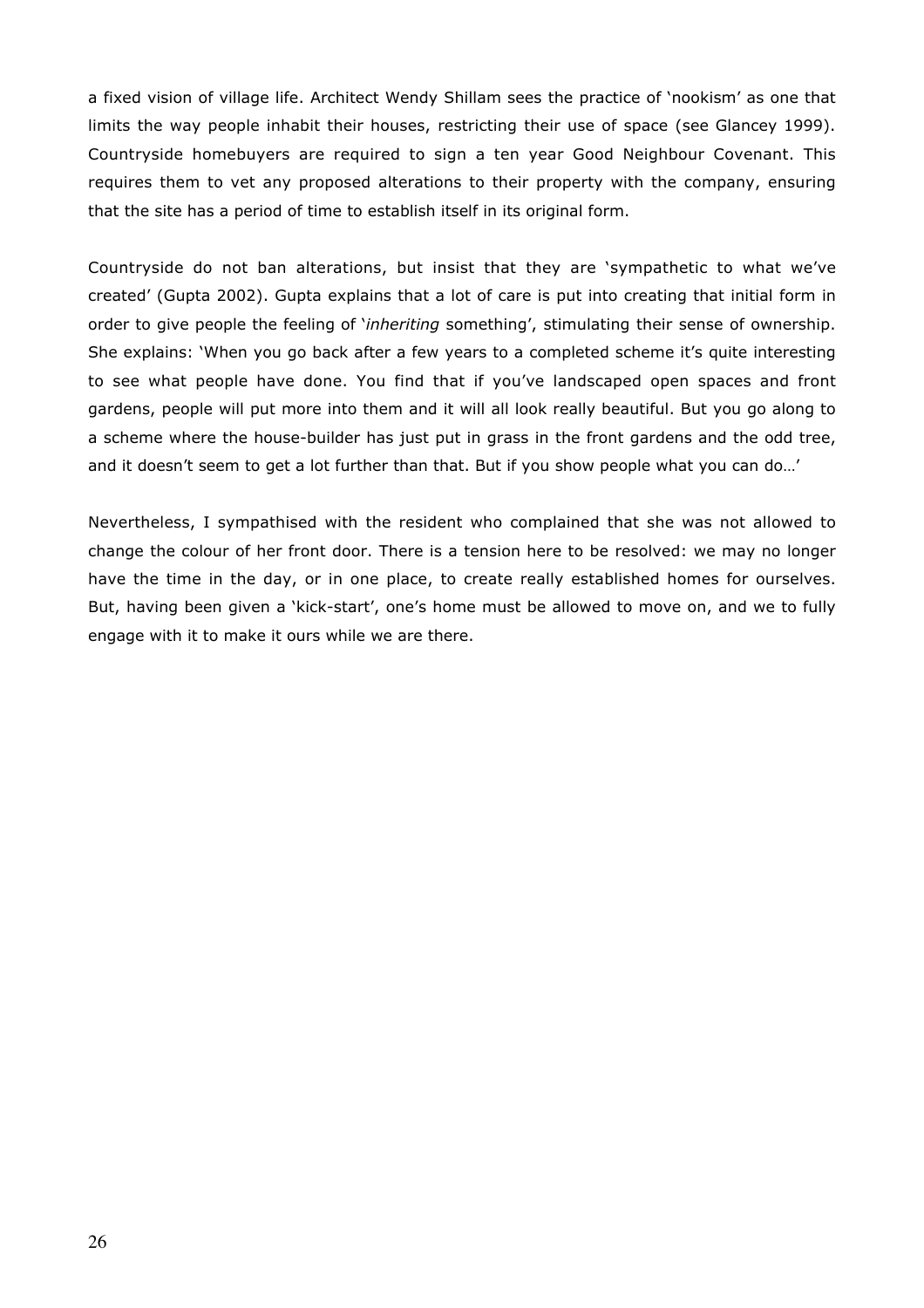a fixed vision of village life. Architect Wendy Shillam sees the practice of 'nookism' as one that limits the way people inhabit their houses, restricting their use of space (see Glancey 1999). Countryside homebuyers are required to sign a ten year Good Neighbour Covenant. This requires them to vet any proposed alterations to their property with the company, ensuring that the site has a period of time to establish itself in its original form.

Countryside do not ban alterations, but insist that they are 'sympathetic to what we've created' (Gupta 2002). Gupta explains that a lot of care is put into creating that initial form in order to give people the feeling of '*inheriting* something', stimulating their sense of ownership. She explains: 'When you go back after a few years to a completed scheme it's quite interesting to see what people have done. You find that if you've landscaped open spaces and front gardens, people will put more into them and it will all look really beautiful. But you go along to a scheme where the house-builder has just put in grass in the front gardens and the odd tree, and it doesn't seem to get a lot further than that. But if you show people what you can do…'

Nevertheless, I sympathised with the resident who complained that she was not allowed to change the colour of her front door. There is a tension here to be resolved: we may no longer have the time in the day, or in one place, to create really established homes for ourselves. But, having been given a 'kick-start', one's home must be allowed to move on, and we to fully engage with it to make it ours while we are there.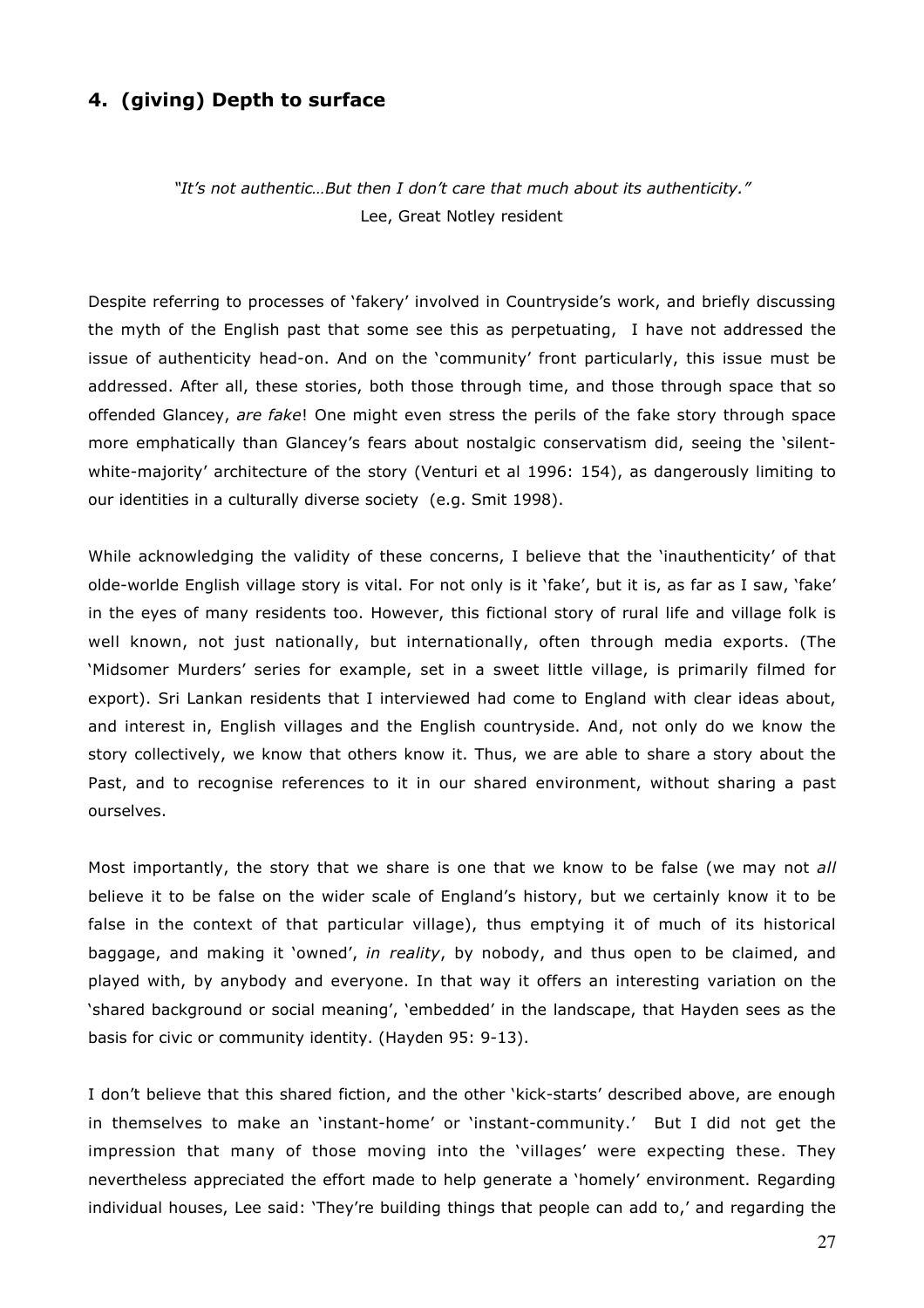## 4. (giving) Depth to surface

*"It's not authentic…But then I don't care that much about its authenticity."*
Lee, Great Notley resident

Despite referring to processes of 'fakery' involved in Countryside's work, and briefly discussing the myth of the English past that some see this as perpetuating, I have not addressed the issue of authenticity head-on. And on the 'community' front particularly, this issue must be addressed. After all, these stories, both those through time, and those through space that so offended Glancey, *are fake*! One might even stress the perils of the fake story through space more emphatically than Glancey's fears about nostalgic conservatism did, seeing the 'silent-white-majority' architecture of the story (Venturi et al 1996: 154), as dangerously limiting to our identities in a culturally diverse society (e.g. Smit 1998).

While acknowledging the validity of these concerns, I believe that the 'inauthenticity' of that olde-worlde English village story is vital. For not only is it 'fake', but it is, as far as I saw, 'fake' in the eyes of many residents too. However, this fictional story of rural life and village folk is well known, not just nationally, but internationally, often through media exports. (The 'Midsomer Murders' series for example, set in a sweet little village, is primarily filmed for export). Sri Lankan residents that I interviewed had come to England with clear ideas about, and interest in, English villages and the English countryside. And, not only do we know the story collectively, we know that others know it. Thus, we are able to share a story about the Past, and to recognise references to it in our shared environment, without sharing a past ourselves.

Most importantly, the story that we share is one that we know to be false (we may not *all* believe it to be false on the wider scale of England's history, but we certainly know it to be false in the context of that particular village), thus emptying it of much of its historical baggage, and making it 'owned', *in reality*, by nobody, and thus open to be claimed, and played with, by anybody and everyone. In that way it offers an interesting variation on the 'shared background or social meaning', 'embedded' in the landscape, that Hayden sees as the basis for civic or community identity. (Hayden 95: 9-13).

I don't believe that this shared fiction, and the other 'kick-starts' described above, are enough in themselves to make an 'instant-home' or 'instant-community.' But I did not get the impression that many of those moving into the 'villages' were expecting these. They nevertheless appreciated the effort made to help generate a 'homely' environment. Regarding individual houses, Lee said: 'They're building things that people can add to,' and regarding the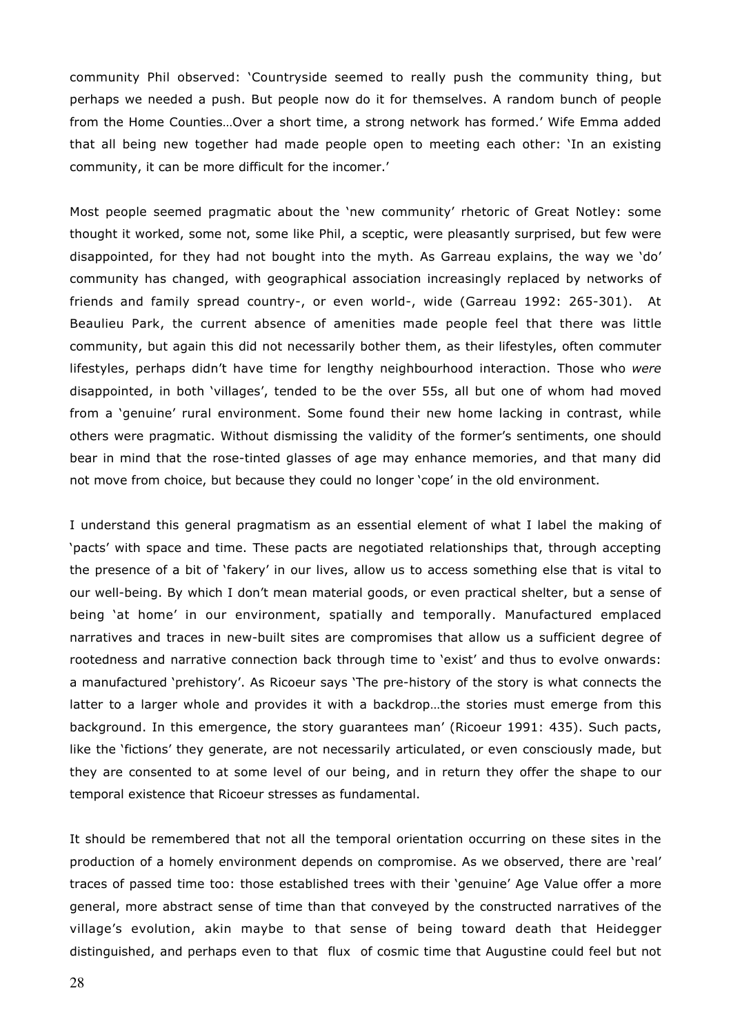community Phil observed: 'Countryside seemed to really push the community thing, but perhaps we needed a push. But people now do it for themselves. A random bunch of people from the Home Counties…Over a short time, a strong network has formed.' Wife Emma added that all being new together had made people open to meeting each other: 'In an existing community, it can be more difficult for the incomer.'

Most people seemed pragmatic about the 'new community' rhetoric of Great Notley: some thought it worked, some not, some like Phil, a sceptic, were pleasantly surprised, but few were disappointed, for they had not bought into the myth. As Garreau explains, the way we 'do' community has changed, with geographical association increasingly replaced by networks of friends and family spread country-, or even world-, wide (Garreau 1992: 265-301). At Beaulieu Park, the current absence of amenities made people feel that there was little community, but again this did not necessarily bother them, as their lifestyles, often commuter lifestyles, perhaps didn't have time for lengthy neighbourhood interaction. Those who *were* disappointed, in both 'villages', tended to be the over 55s, all but one of whom had moved from a 'genuine' rural environment. Some found their new home lacking in contrast, while others were pragmatic. Without dismissing the validity of the former's sentiments, one should bear in mind that the rose-tinted glasses of age may enhance memories, and that many did not move from choice, but because they could no longer 'cope' in the old environment.

I understand this general pragmatism as an essential element of what I label the making of 'pacts' with space and time. These pacts are negotiated relationships that, through accepting the presence of a bit of 'fakery' in our lives, allow us to access something else that is vital to our well-being. By which I don't mean material goods, or even practical shelter, but a sense of being 'at home' in our environment, spatially and temporally. Manufactured emplaced narratives and traces in new-built sites are compromises that allow us a sufficient degree of rootedness and narrative connection back through time to 'exist' and thus to evolve onwards: a manufactured 'prehistory'. As Ricoeur says 'The pre-history of the story is what connects the latter to a larger whole and provides it with a backdrop…the stories must emerge from this background. In this emergence, the story guarantees man' (Ricoeur 1991: 435). Such pacts, like the 'fictions' they generate, are not necessarily articulated, or even consciously made, but they are consented to at some level of our being, and in return they offer the shape to our temporal existence that Ricoeur stresses as fundamental.

It should be remembered that not all the temporal orientation occurring on these sites in the production of a homely environment depends on compromise. As we observed, there are 'real' traces of passed time too: those established trees with their 'genuine' Age Value offer a more general, more abstract sense of time than that conveyed by the constructed narratives of the village's evolution, akin maybe to that sense of being toward death that Heidegger distinguished, and perhaps even to that flux of cosmic time that Augustine could feel but not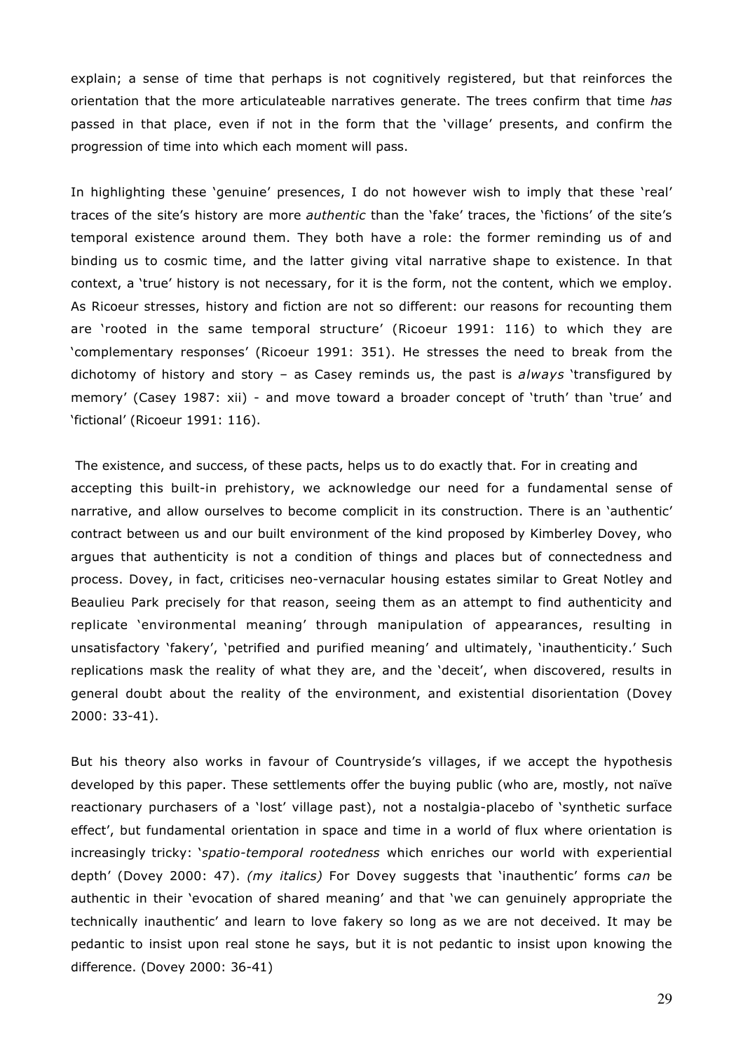explain; a sense of time that perhaps is not cognitively registered, but that reinforces the orientation that the more articulateable narratives generate. The trees confirm that time *has* passed in that place, even if not in the form that the 'village' presents, and confirm the progression of time into which each moment will pass.

In highlighting these 'genuine' presences, I do not however wish to imply that these 'real' traces of the site's history are more *authentic* than the 'fake' traces, the 'fictions' of the site's temporal existence around them. They both have a role: the former reminding us of and binding us to cosmic time, and the latter giving vital narrative shape to existence. In that context, a 'true' history is not necessary, for it is the form, not the content, which we employ. As Ricoeur stresses, history and fiction are not so different: our reasons for recounting them are 'rooted in the same temporal structure' (Ricoeur 1991: 116) to which they are 'complementary responses' (Ricoeur 1991: 351). He stresses the need to break from the dichotomy of history and story – as Casey reminds us, the past is *always* 'transfigured by memory' (Casey 1987: xii) - and move toward a broader concept of 'truth' than 'true' and 'fictional' (Ricoeur 1991: 116).

The existence, and success, of these pacts, helps us to do exactly that. For in creating and accepting this built-in prehistory, we acknowledge our need for a fundamental sense of narrative, and allow ourselves to become complicit in its construction. There is an 'authentic' contract between us and our built environment of the kind proposed by Kimberley Dovey, who argues that authenticity is not a condition of things and places but of connectedness and process. Dovey, in fact, criticises neo-vernacular housing estates similar to Great Notley and Beaulieu Park precisely for that reason, seeing them as an attempt to find authenticity and replicate 'environmental meaning' through manipulation of appearances, resulting in unsatisfactory 'fakery', 'petrified and purified meaning' and ultimately, 'inauthenticity.' Such replications mask the reality of what they are, and the 'deceit', when discovered, results in general doubt about the reality of the environment, and existential disorientation (Dovey 2000: 33-41).

But his theory also works in favour of Countryside's villages, if we accept the hypothesis developed by this paper. These settlements offer the buying public (who are, mostly, not naïve reactionary purchasers of a 'lost' village past), not a nostalgia-placebo of 'synthetic surface effect', but fundamental orientation in space and time in a world of flux where orientation is increasingly tricky: '*spatio-temporal rootedness* which enriches our world with experiential depth' (Dovey 2000: 47). *(my italics)* For Dovey suggests that 'inauthentic' forms *can* be authentic in their 'evocation of shared meaning' and that 'we can genuinely appropriate the technically inauthentic' and learn to love fakery so long as we are not deceived. It may be pedantic to insist upon real stone he says, but it is not pedantic to insist upon knowing the difference. (Dovey 2000: 36-41)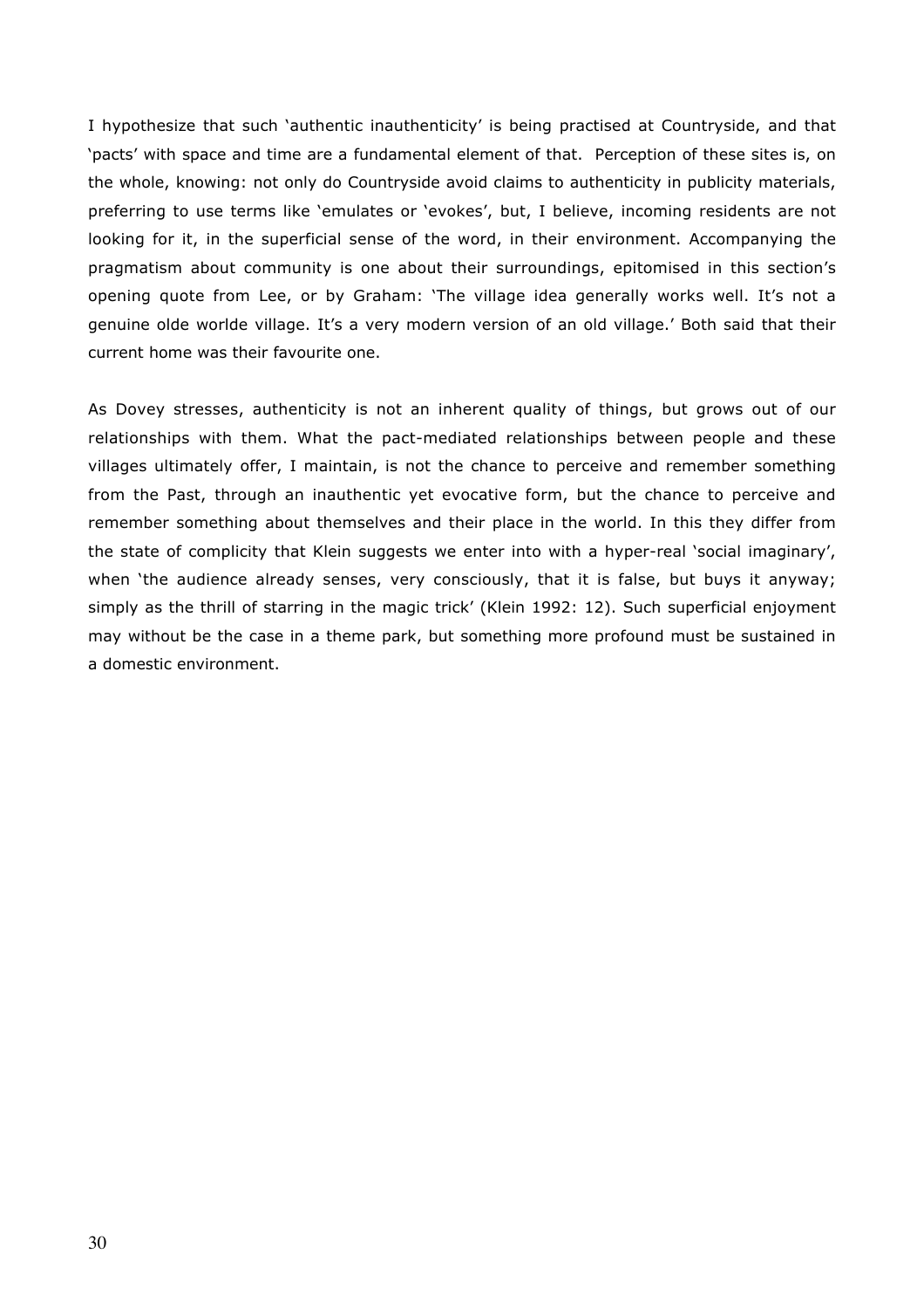I hypothesize that such 'authentic inauthenticity' is being practised at Countryside, and that 'pacts' with space and time are a fundamental element of that. Perception of these sites is, on the whole, knowing: not only do Countryside avoid claims to authenticity in publicity materials, preferring to use terms like 'emulates or 'evokes', but, I believe, incoming residents are not looking for it, in the superficial sense of the word, in their environment. Accompanying the pragmatism about community is one about their surroundings, epitomised in this section's opening quote from Lee, or by Graham: 'The village idea generally works well. It's not a genuine olde worlde village. It's a very modern version of an old village.' Both said that their current home was their favourite one.

As Dovey stresses, authenticity is not an inherent quality of things, but grows out of our relationships with them. What the pact-mediated relationships between people and these villages ultimately offer, I maintain, is not the chance to perceive and remember something from the Past, through an inauthentic yet evocative form, but the chance to perceive and remember something about themselves and their place in the world. In this they differ from the state of complicity that Klein suggests we enter into with a hyper-real 'social imaginary', when 'the audience already senses, very consciously, that it is false, but buys it anyway; simply as the thrill of starring in the magic trick' (Klein 1992: 12). Such superficial enjoyment may without be the case in a theme park, but something more profound must be sustained in a domestic environment.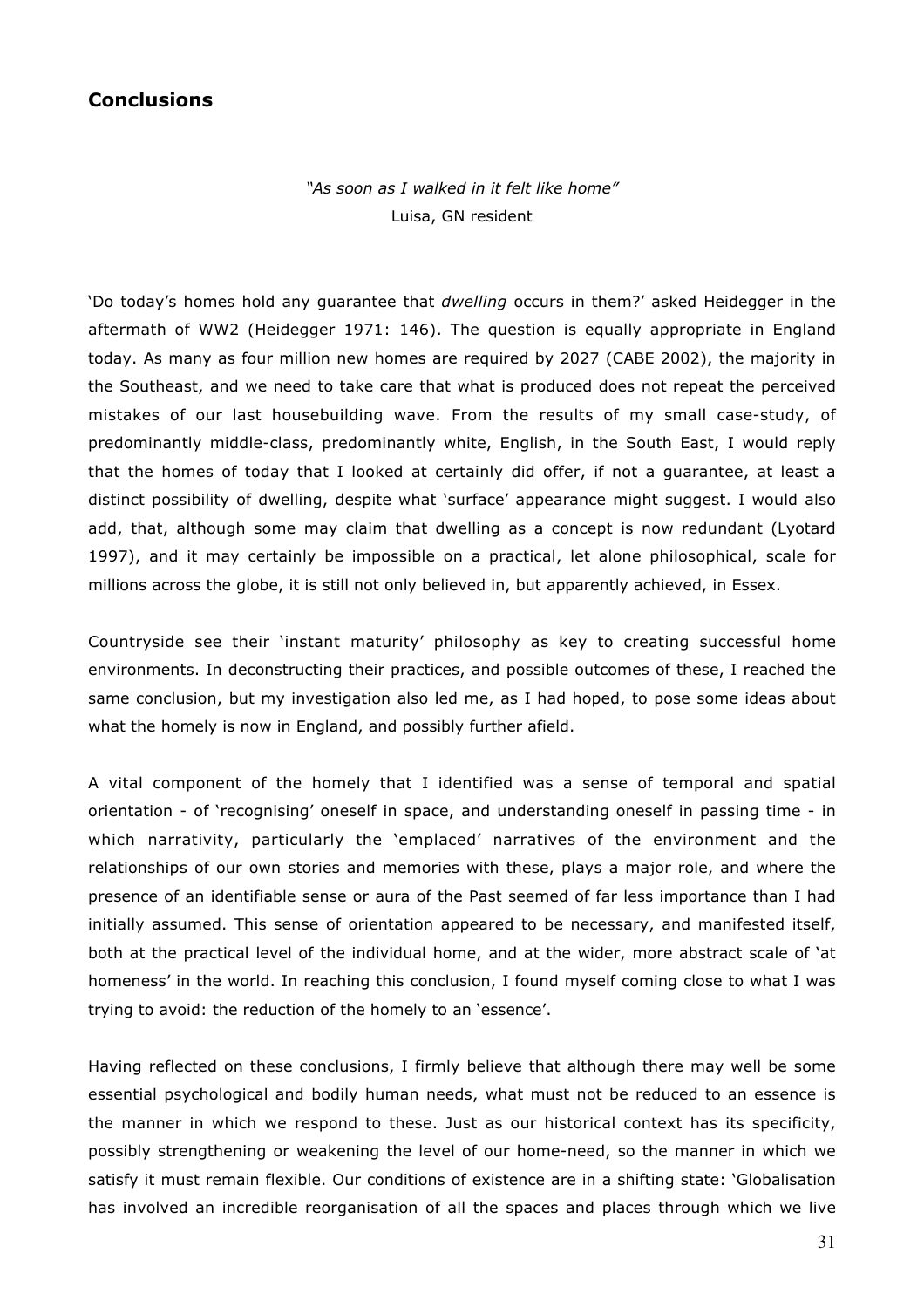## Conclusions

*"As soon as I walked in it felt like home"*
Luisa, GN resident

'Do today's homes hold any guarantee that *dwelling* occurs in them?' asked Heidegger in the aftermath of WW2 (Heidegger 1971: 146). The question is equally appropriate in England today. As many as four million new homes are required by 2027 (CABE 2002), the majority in the Southeast, and we need to take care that what is produced does not repeat the perceived mistakes of our last housebuilding wave. From the results of my small case-study, of predominantly middle-class, predominantly white, English, in the South East, I would reply that the homes of today that I looked at certainly did offer, if not a guarantee, at least a distinct possibility of dwelling, despite what 'surface' appearance might suggest. I would also add, that, although some may claim that dwelling as a concept is now redundant (Lyotard 1997), and it may certainly be impossible on a practical, let alone philosophical, scale for millions across the globe, it is still not only believed in, but apparently achieved, in Essex.

Countryside see their 'instant maturity' philosophy as key to creating successful home environments. In deconstructing their practices, and possible outcomes of these, I reached the same conclusion, but my investigation also led me, as I had hoped, to pose some ideas about what the homely is now in England, and possibly further afield.

A vital component of the homely that I identified was a sense of temporal and spatial orientation - of 'recognising' oneself in space, and understanding oneself in passing time - in which narrativity, particularly the 'emplaced' narratives of the environment and the relationships of our own stories and memories with these, plays a major role, and where the presence of an identifiable sense or aura of the Past seemed of far less importance than I had initially assumed. This sense of orientation appeared to be necessary, and manifested itself, both at the practical level of the individual home, and at the wider, more abstract scale of 'at homeness' in the world. In reaching this conclusion, I found myself coming close to what I was trying to avoid: the reduction of the homely to an 'essence'.

Having reflected on these conclusions, I firmly believe that although there may well be some essential psychological and bodily human needs, what must not be reduced to an essence is the manner in which we respond to these. Just as our historical context has its specificity, possibly strengthening or weakening the level of our home-need, so the manner in which we satisfy it must remain flexible. Our conditions of existence are in a shifting state: 'Globalisation has involved an incredible reorganisation of all the spaces and places through which we live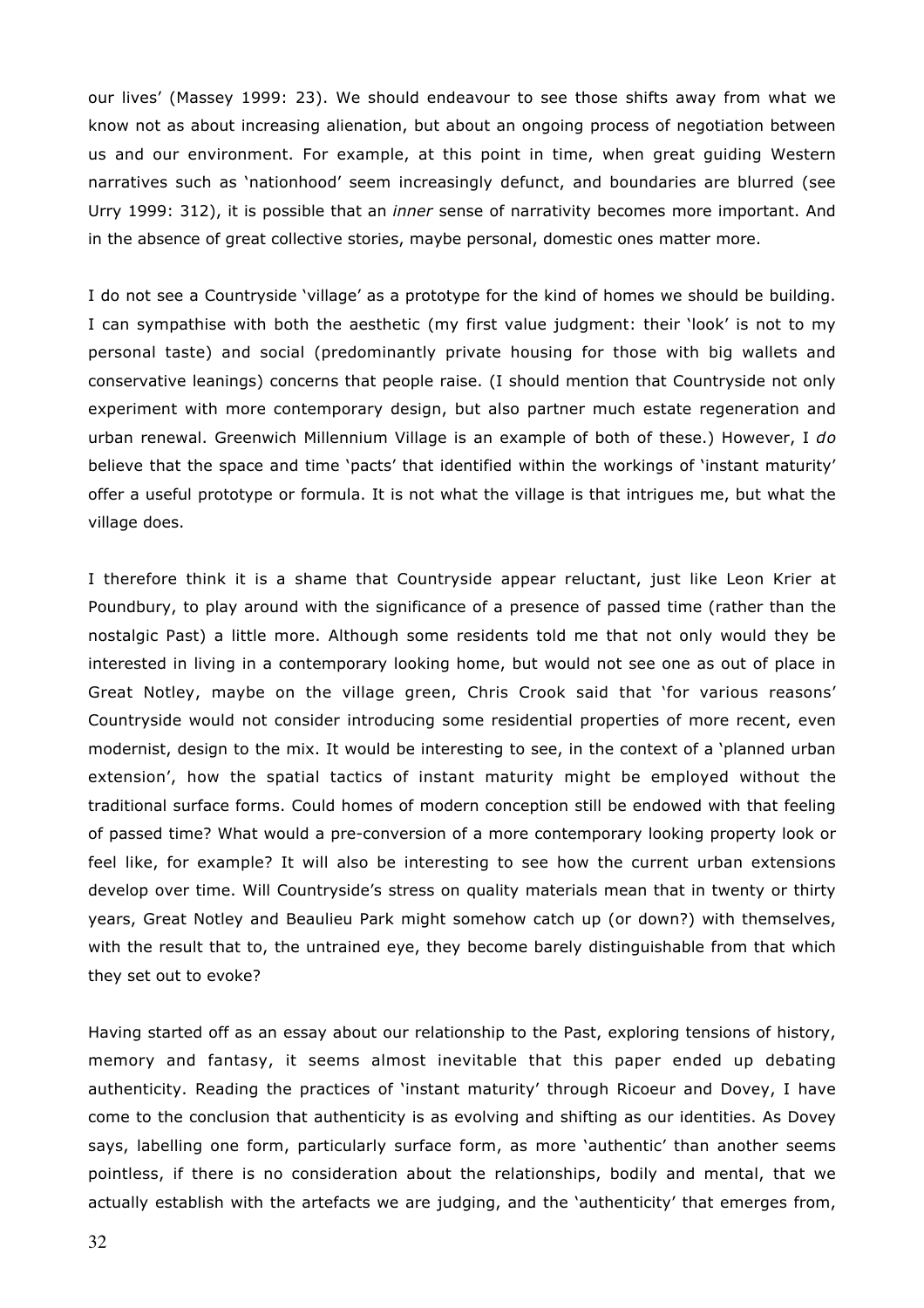our lives' (Massey 1999: 23). We should endeavour to see those shifts away from what we know not as about increasing alienation, but about an ongoing process of negotiation between us and our environment. For example, at this point in time, when great guiding Western narratives such as 'nationhood' seem increasingly defunct, and boundaries are blurred (see Urry 1999: 312), it is possible that an *inner* sense of narrativity becomes more important. And in the absence of great collective stories, maybe personal, domestic ones matter more.

I do not see a Countryside 'village' as a prototype for the kind of homes we should be building. I can sympathise with both the aesthetic (my first value judgment: their 'look' is not to my personal taste) and social (predominantly private housing for those with big wallets and conservative leanings) concerns that people raise. (I should mention that Countryside not only experiment with more contemporary design, but also partner much estate regeneration and urban renewal. Greenwich Millennium Village is an example of both of these.) However, I *do* believe that the space and time 'pacts' that identified within the workings of 'instant maturity' offer a useful prototype or formula. It is not what the village is that intrigues me, but what the village does.

I therefore think it is a shame that Countryside appear reluctant, just like Leon Krier at Poundbury, to play around with the significance of a presence of passed time (rather than the nostalgic Past) a little more. Although some residents told me that not only would they be interested in living in a contemporary looking home, but would not see one as out of place in Great Notley, maybe on the village green, Chris Crook said that 'for various reasons' Countryside would not consider introducing some residential properties of more recent, even modernist, design to the mix. It would be interesting to see, in the context of a 'planned urban extension', how the spatial tactics of instant maturity might be employed without the traditional surface forms. Could homes of modern conception still be endowed with that feeling of passed time? What would a pre-conversion of a more contemporary looking property look or feel like, for example? It will also be interesting to see how the current urban extensions develop over time. Will Countryside's stress on quality materials mean that in twenty or thirty years, Great Notley and Beaulieu Park might somehow catch up (or down?) with themselves, with the result that to, the untrained eye, they become barely distinguishable from that which they set out to evoke?

Having started off as an essay about our relationship to the Past, exploring tensions of history, memory and fantasy, it seems almost inevitable that this paper ended up debating authenticity. Reading the practices of 'instant maturity' through Ricoeur and Dovey, I have come to the conclusion that authenticity is as evolving and shifting as our identities. As Dovey says, labelling one form, particularly surface form, as more 'authentic' than another seems pointless, if there is no consideration about the relationships, bodily and mental, that we actually establish with the artefacts we are judging, and the 'authenticity' that emerges from,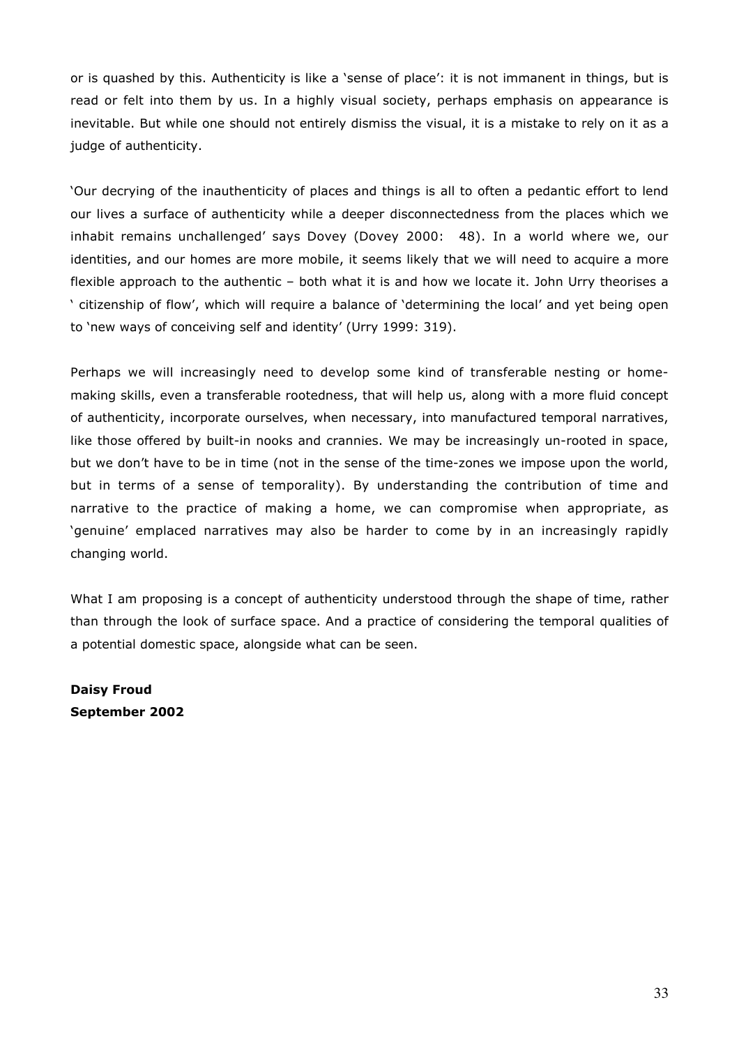or is quashed by this. Authenticity is like a 'sense of place': it is not immanent in things, but is read or felt into them by us. In a highly visual society, perhaps emphasis on appearance is inevitable. But while one should not entirely dismiss the visual, it is a mistake to rely on it as a judge of authenticity.

'Our decrying of the inauthenticity of places and things is all to often a pedantic effort to lend our lives a surface of authenticity while a deeper disconnectedness from the places which we inhabit remains unchallenged' says Dovey (Dovey 2000: 48). In a world where we, our identities, and our homes are more mobile, it seems likely that we will need to acquire a more flexible approach to the authentic – both what it is and how we locate it. John Urry theorises a ' citizenship of flow', which will require a balance of 'determining the local' and yet being open to 'new ways of conceiving self and identity' (Urry 1999: 319).

Perhaps we will increasingly need to develop some kind of transferable nesting or home-making skills, even a transferable rootedness, that will help us, along with a more fluid concept of authenticity, incorporate ourselves, when necessary, into manufactured temporal narratives, like those offered by built-in nooks and crannies. We may be increasingly un-rooted in space, but we don't have to be in time (not in the sense of the time-zones we impose upon the world, but in terms of a sense of temporality). By understanding the contribution of time and narrative to the practice of making a home, we can compromise when appropriate, as 'genuine' emplaced narratives may also be harder to come by in an increasingly rapidly changing world.

What I am proposing is a concept of authenticity understood through the shape of time, rather than through the look of surface space. And a practice of considering the temporal qualities of a potential domestic space, alongside what can be seen.

**Daisy Froud**
**September 2002**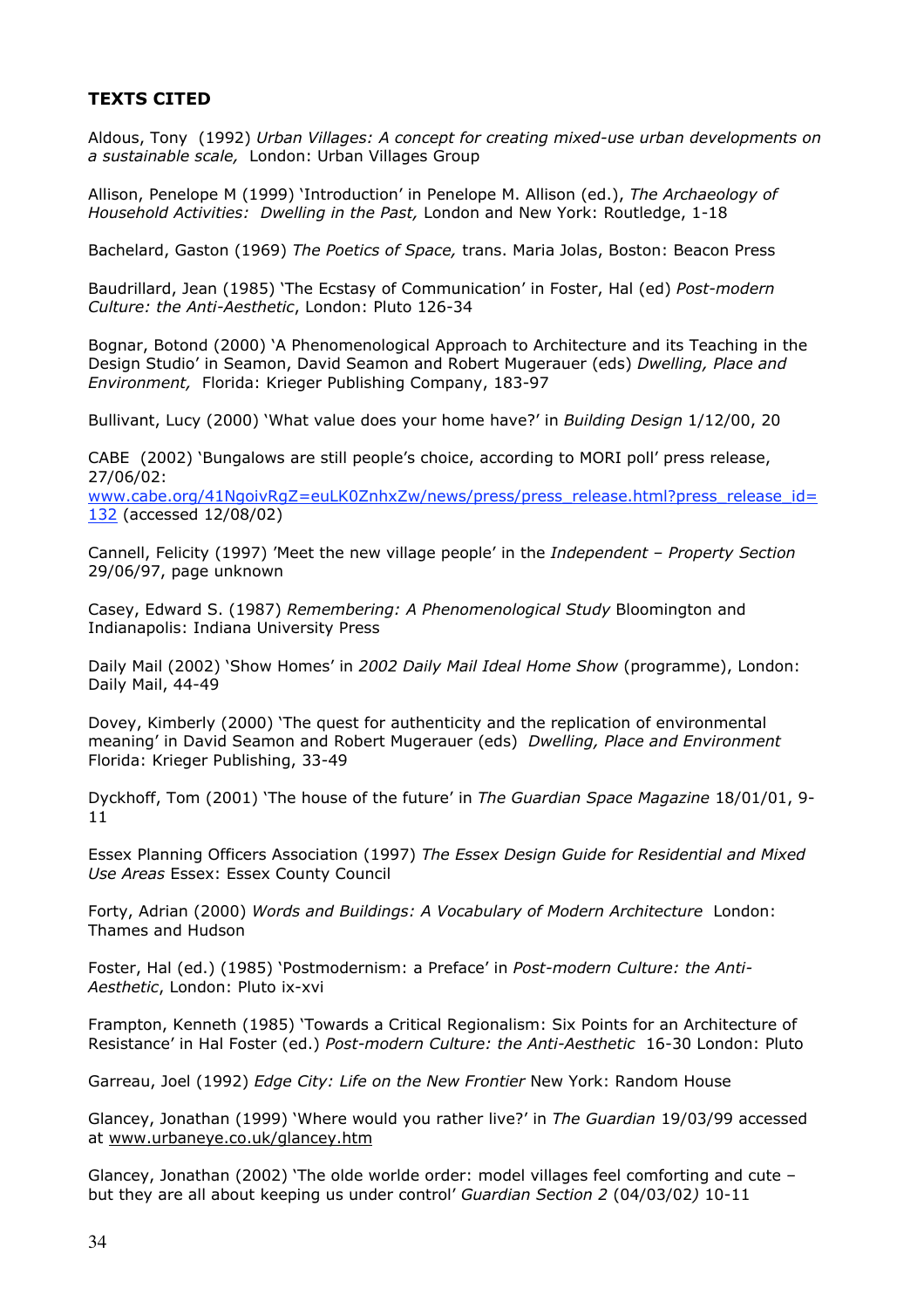**TEXTS CITED**

Aldous, Tony (1992) *Urban Villages: A concept for creating mixed-use urban developments on a sustainable scale,* London: Urban Villages Group

Allison, Penelope M (1999) 'Introduction' in Penelope M. Allison (ed.), *The Archaeology of Household Activities: Dwelling in the Past,* London and New York: Routledge, 1-18

Bachelard, Gaston (1969) *The Poetics of Space,* trans. Maria Jolas, Boston: Beacon Press

Baudrillard, Jean (1985) 'The Ecstasy of Communication' in Foster, Hal (ed) *Post-modern Culture: the Anti-Aesthetic*, London: Pluto 126-34

Bognar, Botond (2000) 'A Phenomenological Approach to Architecture and its Teaching in the Design Studio' in Seamon, David Seamon and Robert Mugerauer (eds) *Dwelling, Place and Environment,* Florida: Krieger Publishing Company, 183-97

Bullivant, Lucy (2000) 'What value does your home have?' in *Building Design* 1/12/00, 20

CABE (2002) 'Bungalows are still people's choice, according to MORI poll' press release, 27/06/02: www.cabe.org/41NgoivRgZ=euLK0ZnhxZw/news/press/press_release.html?press_release_id=132 (accessed 12/08/02)

Cannell, Felicity (1997) 'Meet the new village people' in the *Independent – Property Section* 29/06/97, page unknown

Casey, Edward S. (1987) *Remembering: A Phenomenological Study* Bloomington and Indianapolis: Indiana University Press

Daily Mail (2002) 'Show Homes' in *2002 Daily Mail Ideal Home Show* (programme), London: Daily Mail, 44-49

Dovey, Kimberly (2000) 'The quest for authenticity and the replication of environmental meaning' in David Seamon and Robert Mugerauer (eds) *Dwelling, Place and Environment* Florida: Krieger Publishing, 33-49

Dyckhoff, Tom (2001) 'The house of the future' in *The Guardian Space Magazine* 18/01/01, 9-11

Essex Planning Officers Association (1997) *The Essex Design Guide for Residential and Mixed Use Areas* Essex: Essex County Council

Forty, Adrian (2000) *Words and Buildings: A Vocabulary of Modern Architecture* London: Thames and Hudson

Foster, Hal (ed.) (1985) 'Postmodernism: a Preface' in *Post-modern Culture: the Anti-Aesthetic*, London: Pluto ix-xvi

Frampton, Kenneth (1985) 'Towards a Critical Regionalism: Six Points for an Architecture of Resistance' in Hal Foster (ed.) *Post-modern Culture: the Anti-Aesthetic* 16-30 London: Pluto

Garreau, Joel (1992) *Edge City: Life on the New Frontier* New York: Random House

Glancey, Jonathan (1999) 'Where would you rather live?' in *The Guardian* 19/03/99 accessed at www.urbaneye.co.uk/glancey.htm

Glancey, Jonathan (2002) 'The olde worlde order: model villages feel comforting and cute – but they are all about keeping us under control' *Guardian Section 2* (04/03/02) 10-11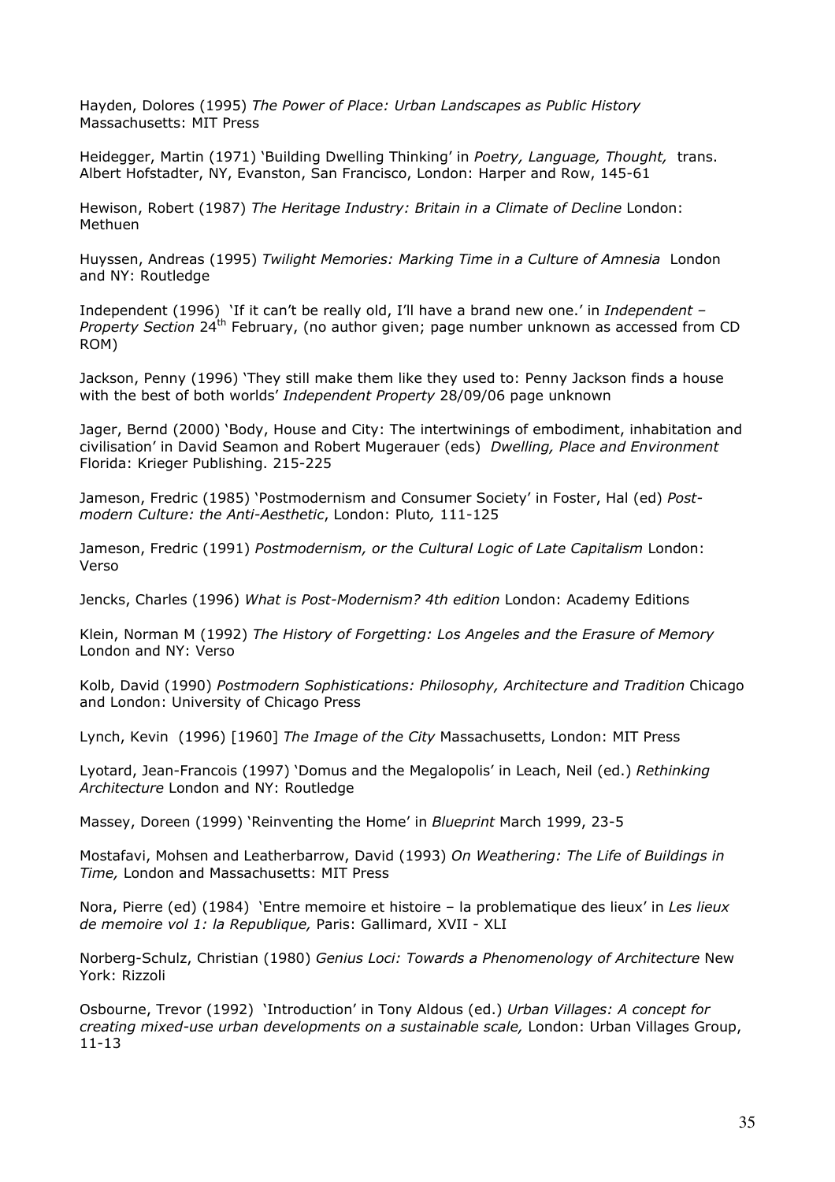Hayden, Dolores (1995) *The Power of Place: Urban Landscapes as Public History* Massachusetts: MIT Press

Heidegger, Martin (1971) 'Building Dwelling Thinking' in *Poetry, Language, Thought,* trans. Albert Hofstadter, NY, Evanston, San Francisco, London: Harper and Row, 145-61

Hewison, Robert (1987) *The Heritage Industry: Britain in a Climate of Decline* London: Methuen

Huyssen, Andreas (1995) *Twilight Memories: Marking Time in a Culture of Amnesia* London and NY: Routledge

Independent (1996) 'If it can't be really old, I'll have a brand new one.' in *Independent – Property Section* 24th February, (no author given; page number unknown as accessed from CD ROM)

Jackson, Penny (1996) 'They still make them like they used to: Penny Jackson finds a house with the best of both worlds' *Independent Property* 28/09/06 page unknown

Jager, Bernd (2000) 'Body, House and City: The intertwinings of embodiment, inhabitation and civilisation' in David Seamon and Robert Mugerauer (eds) *Dwelling, Place and Environment* Florida: Krieger Publishing. 215-225

Jameson, Fredric (1985) 'Postmodernism and Consumer Society' in Foster, Hal (ed) *Post-modern Culture: the Anti-Aesthetic*, London: Pluto*,* 111-125

Jameson, Fredric (1991) *Postmodernism, or the Cultural Logic of Late Capitalism* London: Verso

Jencks, Charles (1996) *What is Post-Modernism? 4th edition* London: Academy Editions

Klein, Norman M (1992) *The History of Forgetting: Los Angeles and the Erasure of Memory* London and NY: Verso

Kolb, David (1990) *Postmodern Sophistications: Philosophy, Architecture and Tradition* Chicago and London: University of Chicago Press

Lynch, Kevin (1996) [1960] *The Image of the City* Massachusetts, London: MIT Press

Lyotard, Jean-Francois (1997) 'Domus and the Megalopolis' in Leach, Neil (ed.) *Rethinking Architecture* London and NY: Routledge

Massey, Doreen (1999) 'Reinventing the Home' in *Blueprint* March 1999, 23-5

Mostafavi, Mohsen and Leatherbarrow, David (1993) *On Weathering: The Life of Buildings in Time,* London and Massachusetts: MIT Press

Nora, Pierre (ed) (1984) 'Entre memoire et histoire – la problematique des lieux' in *Les lieux de memoire vol 1: la Republique,* Paris: Gallimard, XVII - XLI

Norberg-Schulz, Christian (1980) *Genius Loci: Towards a Phenomenology of Architecture* New York: Rizzoli

Osbourne, Trevor (1992) 'Introduction' in Tony Aldous (ed.) *Urban Villages: A concept for creating mixed-use urban developments on a sustainable scale,* London: Urban Villages Group, 11-13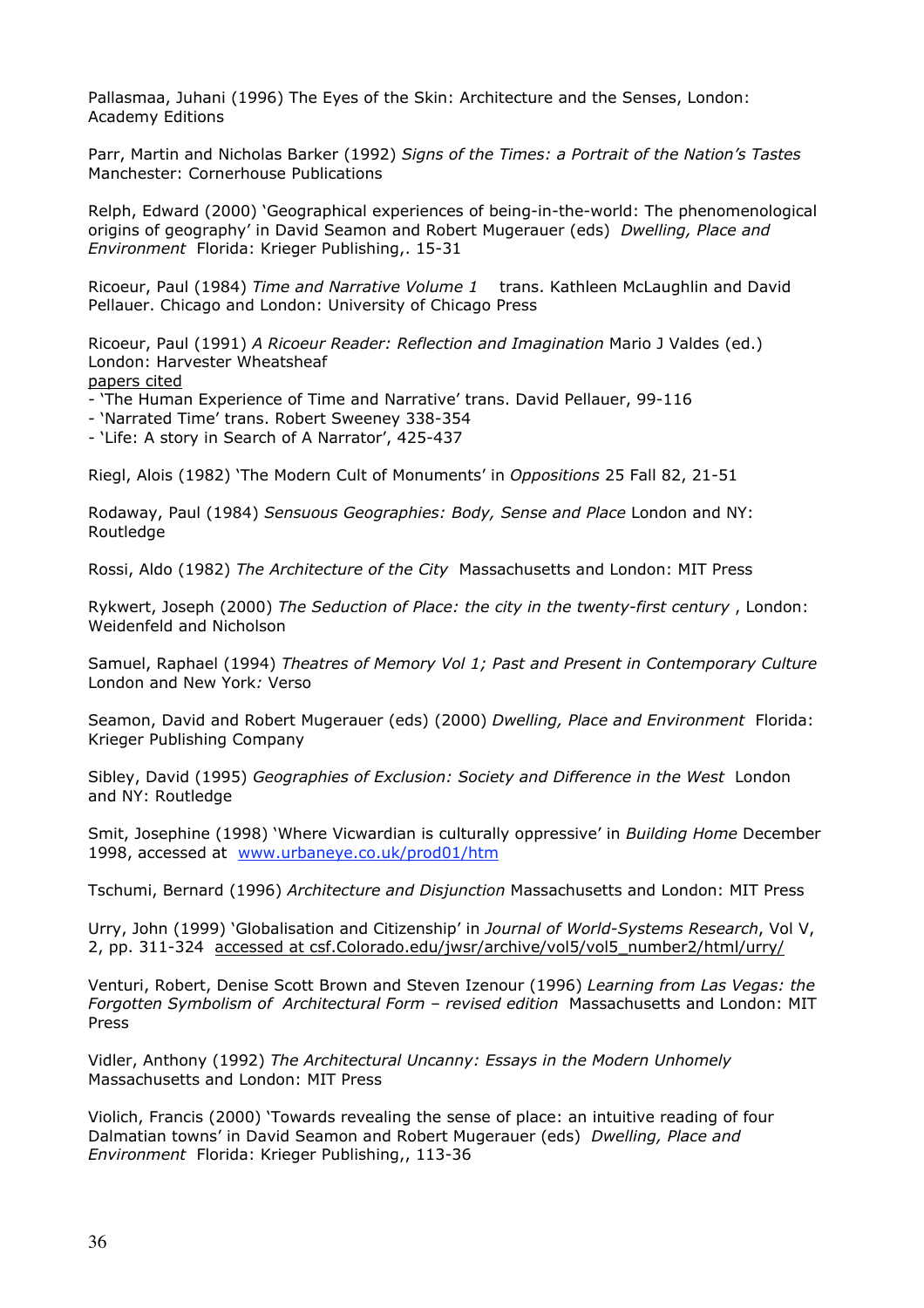Pallasmaa, Juhani (1996) The Eyes of the Skin: Architecture and the Senses, London: Academy Editions

Parr, Martin and Nicholas Barker (1992) *Signs of the Times: a Portrait of the Nation's Tastes* Manchester: Cornerhouse Publications

Relph, Edward (2000) 'Geographical experiences of being-in-the-world: The phenomenological origins of geography' in David Seamon and Robert Mugerauer (eds) *Dwelling, Place and Environment* Florida: Krieger Publishing,. 15-31

Ricoeur, Paul (1984) *Time and Narrative Volume 1* trans. Kathleen McLaughlin and David Pellauer. Chicago and London: University of Chicago Press

Ricoeur, Paul (1991) *A Ricoeur Reader: Reflection and Imagination* Mario J Valdes (ed.) London: Harvester Wheatsheaf
papers cited
- 'The Human Experience of Time and Narrative' trans. David Pellauer, 99-116
- 'Narrated Time' trans. Robert Sweeney 338-354
- 'Life: A story in Search of A Narrator', 425-437

Riegl, Alois (1982) 'The Modern Cult of Monuments' in *Oppositions* 25 Fall 82, 21-51

Rodaway, Paul (1984) *Sensuous Geographies: Body, Sense and Place* London and NY: Routledge

Rossi, Aldo (1982) *The Architecture of the City* Massachusetts and London: MIT Press

Rykwert, Joseph (2000) *The Seduction of Place: the city in the twenty-first century* , London: Weidenfeld and Nicholson

Samuel, Raphael (1994) *Theatres of Memory Vol 1; Past and Present in Contemporary Culture* London and New York*:* Verso

Seamon, David and Robert Mugerauer (eds) (2000) *Dwelling, Place and Environment* Florida: Krieger Publishing Company

Sibley, David (1995) *Geographies of Exclusion: Society and Difference in the West* London and NY: Routledge

Smit, Josephine (1998) 'Where Vicwardian is culturally oppressive' in *Building Home* December 1998, accessed at www.urbaneye.co.uk/prod01/htm

Tschumi, Bernard (1996) *Architecture and Disjunction* Massachusetts and London: MIT Press

Urry, John (1999) 'Globalisation and Citizenship' in *Journal of World-Systems Research*, Vol V, 2, pp. 311-324 accessed at csf.Colorado.edu/jwsr/archive/vol5/vol5_number2/html/urry/

Venturi, Robert, Denise Scott Brown and Steven Izenour (1996) *Learning from Las Vegas: the Forgotten Symbolism of Architectural Form – revised edition* Massachusetts and London: MIT Press

Vidler, Anthony (1992) *The Architectural Uncanny: Essays in the Modern Unhomely* Massachusetts and London: MIT Press

Violich, Francis (2000) 'Towards revealing the sense of place: an intuitive reading of four Dalmatian towns' in David Seamon and Robert Mugerauer (eds) *Dwelling, Place and Environment* Florida: Krieger Publishing,, 113-36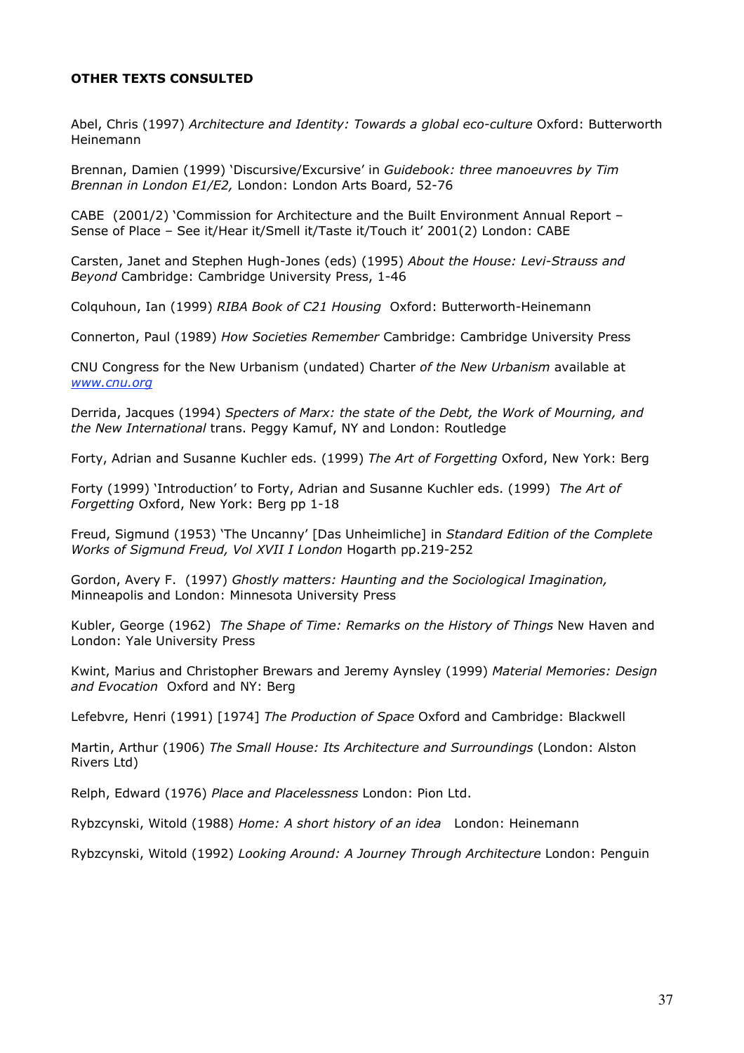**OTHER TEXTS CONSULTED**

Abel, Chris (1997) *Architecture and Identity: Towards a global eco-culture* Oxford: Butterworth Heinemann

Brennan, Damien (1999) 'Discursive/Excursive' in *Guidebook: three manoeuvres by Tim Brennan in London E1/E2,* London: London Arts Board, 52-76

CABE (2001/2) 'Commission for Architecture and the Built Environment Annual Report – Sense of Place – See it/Hear it/Smell it/Taste it/Touch it' 2001(2) London: CABE

Carsten, Janet and Stephen Hugh-Jones (eds) (1995) *About the House: Levi-Strauss and Beyond* Cambridge: Cambridge University Press, 1-46

Colquhoun, Ian (1999) *RIBA Book of C21 Housing* Oxford: Butterworth-Heinemann

Connerton, Paul (1989) *How Societies Remember* Cambridge: Cambridge University Press

CNU Congress for the New Urbanism (undated) Charter *of the New Urbanism* available at [www.cnu.org](www.cnu.org)

Derrida, Jacques (1994) *Specters of Marx: the state of the Debt, the Work of Mourning, and the New International* trans. Peggy Kamuf, NY and London: Routledge

Forty, Adrian and Susanne Kuchler eds. (1999) *The Art of Forgetting* Oxford, New York: Berg

Forty (1999) 'Introduction' to Forty, Adrian and Susanne Kuchler eds. (1999) *The Art of Forgetting* Oxford, New York: Berg pp 1-18

Freud, Sigmund (1953) 'The Uncanny' [Das Unheimliche] in *Standard Edition of the Complete Works of Sigmund Freud, Vol XVII I London* Hogarth pp.219-252

Gordon, Avery F. (1997) *Ghostly matters: Haunting and the Sociological Imagination,* Minneapolis and London: Minnesota University Press

Kubler, George (1962) *The Shape of Time: Remarks on the History of Things* New Haven and London: Yale University Press

Kwint, Marius and Christopher Brewars and Jeremy Aynsley (1999) *Material Memories: Design and Evocation* Oxford and NY: Berg

Lefebvre, Henri (1991) [1974] *The Production of Space* Oxford and Cambridge: Blackwell

Martin, Arthur (1906) *The Small House: Its Architecture and Surroundings* (London: Alston Rivers Ltd)

Relph, Edward (1976) *Place and Placelessness* London: Pion Ltd.

Rybzcynski, Witold (1988) *Home: A short history of an idea* London: Heinemann

Rybzcynski, Witold (1992) *Looking Around: A Journey Through Architecture* London: Penguin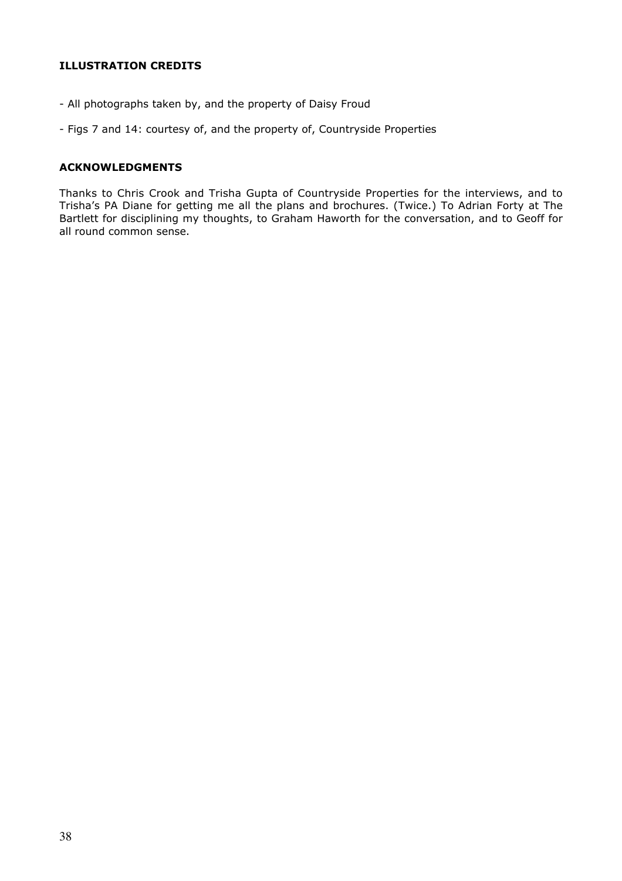## ILLUSTRATION CREDITS

- All photographs taken by, and the property of Daisy Froud

- Figs 7 and 14: courtesy of, and the property of, Countryside Properties

## ACKNOWLEDGMENTS

Thanks to Chris Crook and Trisha Gupta of Countryside Properties for the interviews, and to Trisha's PA Diane for getting me all the plans and brochures. (Twice.) To Adrian Forty at The Bartlett for disciplining my thoughts, to Graham Haworth for the conversation, and to Geoff for all round common sense.